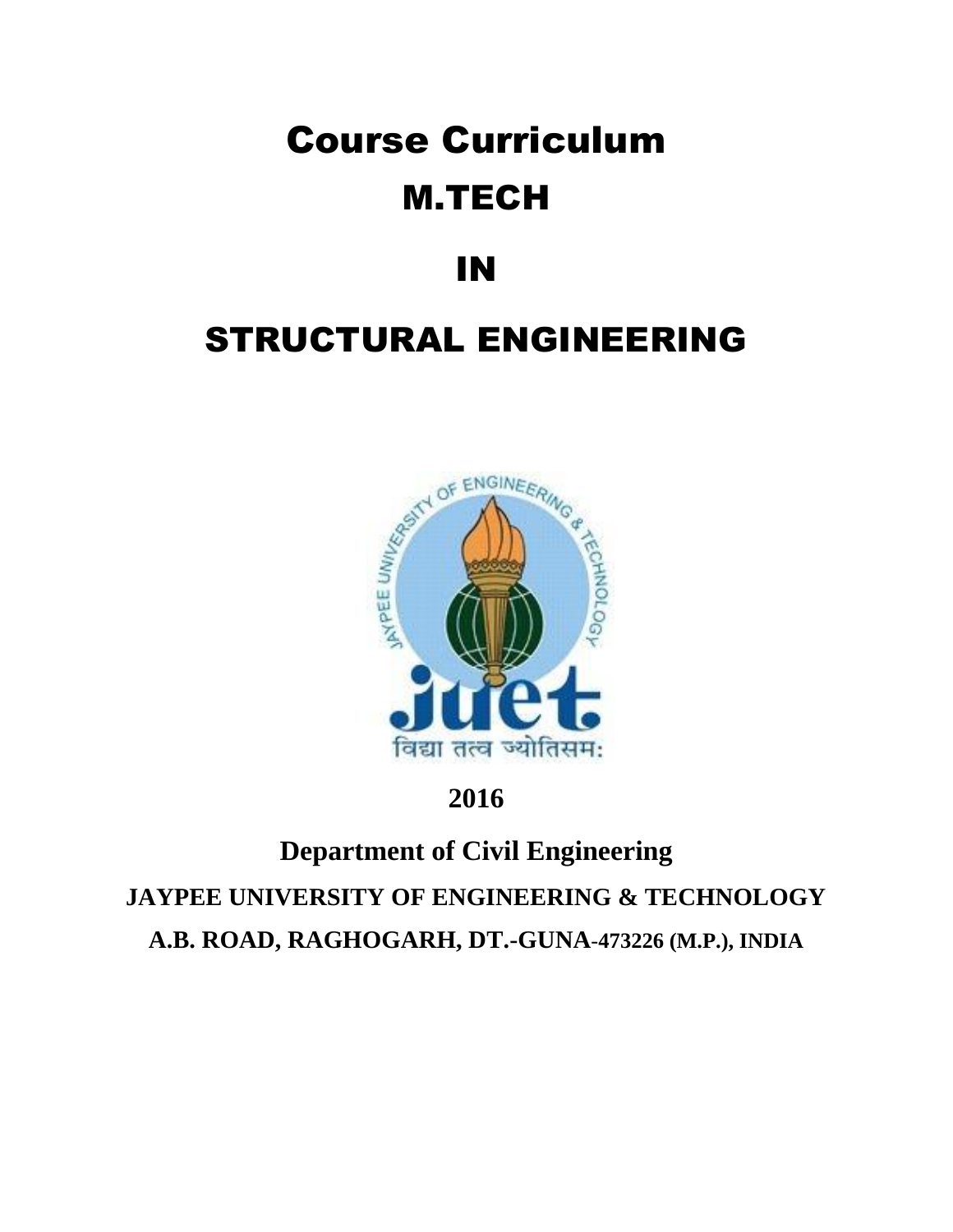# Course Curriculum

# M.TECH

# IN

# STRUCTURAL ENGINEERING

**2016**

**Department of Civil Engineering**

**JAYPEE UNIVERSITY OF ENGINEERING & TECHNOLOGY**

**A.B. ROAD, RAGHOGARH, DT.-GUNA-473226 (M.P.), INDIA**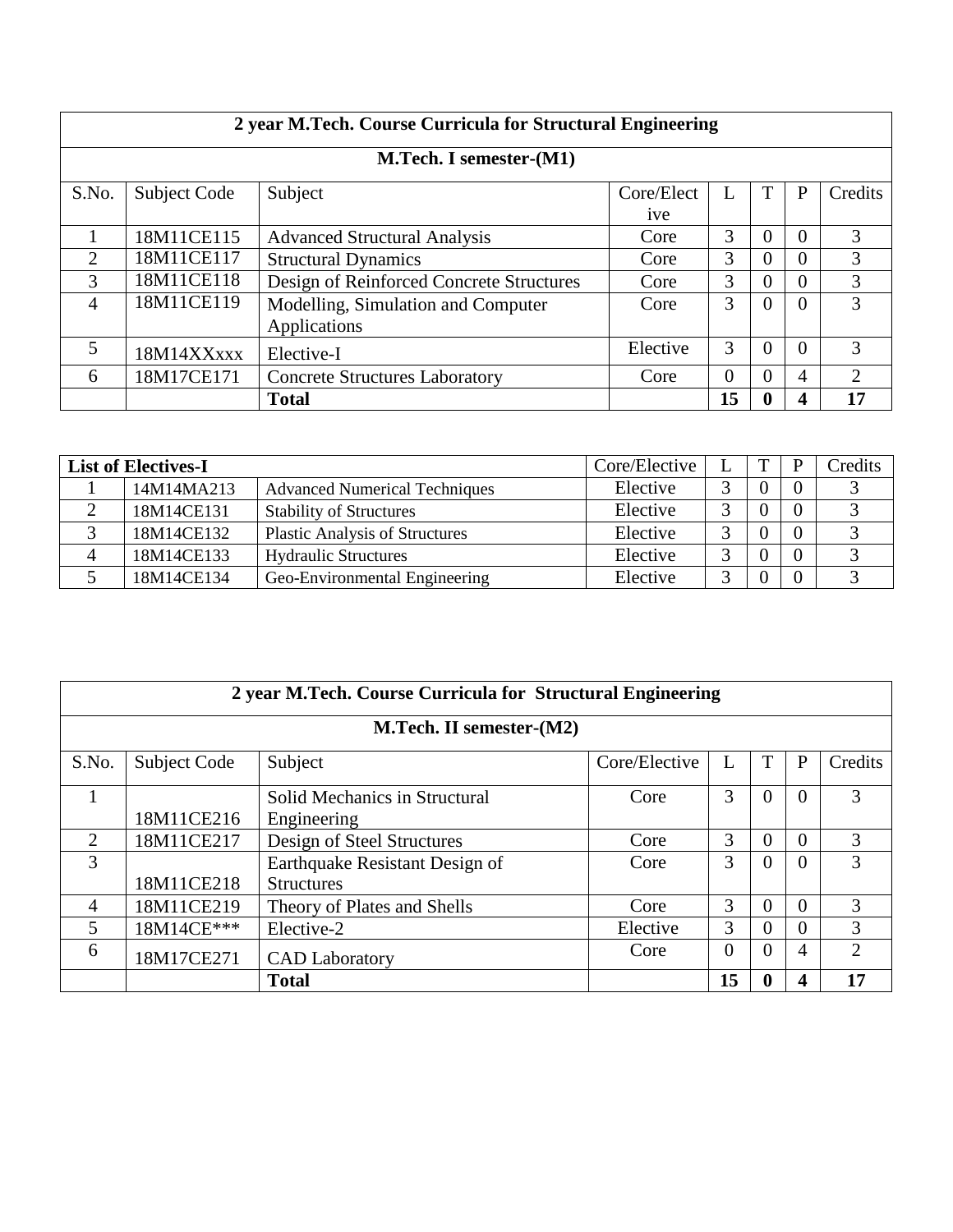| 2 year M.Tech. Course Curricula for Structural Engineering | | | | | | | |
|---|---|---|---|---|---|---|---|
| **M.Tech. I semester-(M1)** | | | | | | | |
| S.No. | Subject Code | Subject | Core/Elective | L | T | P | Credits |
| 1 | 18M11CE115 | Advanced Structural Analysis | Core | 3 | 0 | 0 | 3 |
| 2 | 18M11CE117 | Structural Dynamics | Core | 3 | 0 | 0 | 3 |
| 3 | 18M11CE118 | Design of Reinforced Concrete Structures | Core | 3 | 0 | 0 | 3 |
| 4 | 18M11CE119 | Modelling, Simulation and Computer Applications | Core | 3 | 0 | 0 | 3 |
| 5 | 18M14XXxxx | Elective-I | Elective | 3 | 0 | 0 | 3 |
| 6 | 18M17CE171 | Concrete Structures Laboratory | Core | 0 | 0 | 4 | 2 |
| | | **Total** | | **15** | **0** | **4** | **17** |

| **List of Electives-I** | | | Core/Elective | L | T | P | Credits |
|---|---|---|---|---|---|---|---|
| 1 | 14M14MA213 | Advanced Numerical Techniques | Elective | 3 | 0 | 0 | 3 |
| 2 | 18M14CE131 | Stability of Structures | Elective | 3 | 0 | 0 | 3 |
| 3 | 18M14CE132 | Plastic Analysis of Structures | Elective | 3 | 0 | 0 | 3 |
| 4 | 18M14CE133 | Hydraulic Structures | Elective | 3 | 0 | 0 | 3 |
| 5 | 18M14CE134 | Geo-Environmental Engineering | Elective | 3 | 0 | 0 | 3 |

| 2 year M.Tech. Course Curricula for Structural Engineering | | | | | | | |
|---|---|---|---|---|---|---|---|
| **M.Tech. II semester-(M2)** | | | | | | | |
| S.No. | Subject Code | Subject | Core/Elective | L | T | P | Credits |
| 1 | 18M11CE216 | Solid Mechanics in Structural Engineering | Core | 3 | 0 | 0 | 3 |
| 2 | 18M11CE217 | Design of Steel Structures | Core | 3 | 0 | 0 | 3 |
| 3 | 18M11CE218 | Earthquake Resistant Design of Structures | Core | 3 | 0 | 0 | 3 |
| 4 | 18M11CE219 | Theory of Plates and Shells | Core | 3 | 0 | 0 | 3 |
| 5 | 18M14CE*** | Elective-2 | Elective | 3 | 0 | 0 | 3 |
| 6 | 18M17CE271 | CAD Laboratory | Core | 0 | 0 | 4 | 2 |
| | | **Total** | | **15** | **0** | **4** | **17** |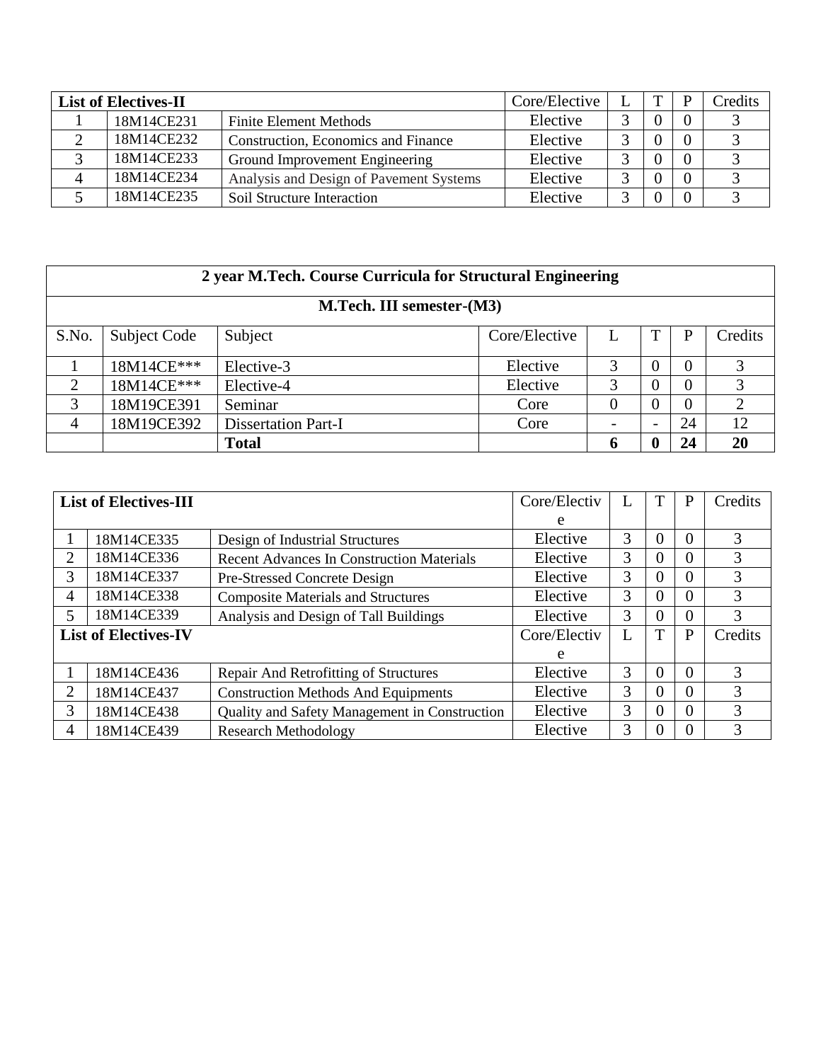| List of Electives-II | | | Core/Elective | L | T | P | Credits |
|---|---|---|---|---|---|---|---|
| 1 | 18M14CE231 | Finite Element Methods | Elective | 3 | 0 | 0 | 3 |
| 2 | 18M14CE232 | Construction, Economics and Finance | Elective | 3 | 0 | 0 | 3 |
| 3 | 18M14CE233 | Ground Improvement Engineering | Elective | 3 | 0 | 0 | 3 |
| 4 | 18M14CE234 | Analysis and Design of Pavement Systems | Elective | 3 | 0 | 0 | 3 |
| 5 | 18M14CE235 | Soil Structure Interaction | Elective | 3 | 0 | 0 | 3 |

**2 year M.Tech. Course Curricula for Structural Engineering**

**M.Tech. III semester-(M3)**

| S.No. | Subject Code | Subject | Core/Elective | L | T | P | Credits |
|---|---|---|---|---|---|---|---|
| 1 | 18M14CE*** | Elective-3 | Elective | 3 | 0 | 0 | 3 |
| 2 | 18M14CE*** | Elective-4 | Elective | 3 | 0 | 0 | 3 |
| 3 | 18M19CE391 | Seminar | Core | 0 | 0 | 0 | 2 |
| 4 | 18M19CE392 | Dissertation Part-I | Core | - | - | 24 | 12 |
| | | **Total** | | **6** | **0** | **24** | **20** |

| List of Electives-III | | | Core/Elective | L | T | P | Credits |
|---|---|---|---|---|---|---|---|
| 1 | 18M14CE335 | Design of Industrial Structures | Elective | 3 | 0 | 0 | 3 |
| 2 | 18M14CE336 | Recent Advances In Construction Materials | Elective | 3 | 0 | 0 | 3 |
| 3 | 18M14CE337 | Pre-Stressed Concrete Design | Elective | 3 | 0 | 0 | 3 |
| 4 | 18M14CE338 | Composite Materials and Structures | Elective | 3 | 0 | 0 | 3 |
| 5 | 18M14CE339 | Analysis and Design of Tall Buildings | Elective | 3 | 0 | 0 | 3 |
| **List of Electives-IV** | | | Core/Elective | L | T | P | Credits |
| 1 | 18M14CE436 | Repair And Retrofitting of Structures | Elective | 3 | 0 | 0 | 3 |
| 2 | 18M14CE437 | Construction Methods And Equipments | Elective | 3 | 0 | 0 | 3 |
| 3 | 18M14CE438 | Quality and Safety Management in Construction | Elective | 3 | 0 | 0 | 3 |
| 4 | 18M14CE439 | Research Methodology | Elective | 3 | 0 | 0 | 3 |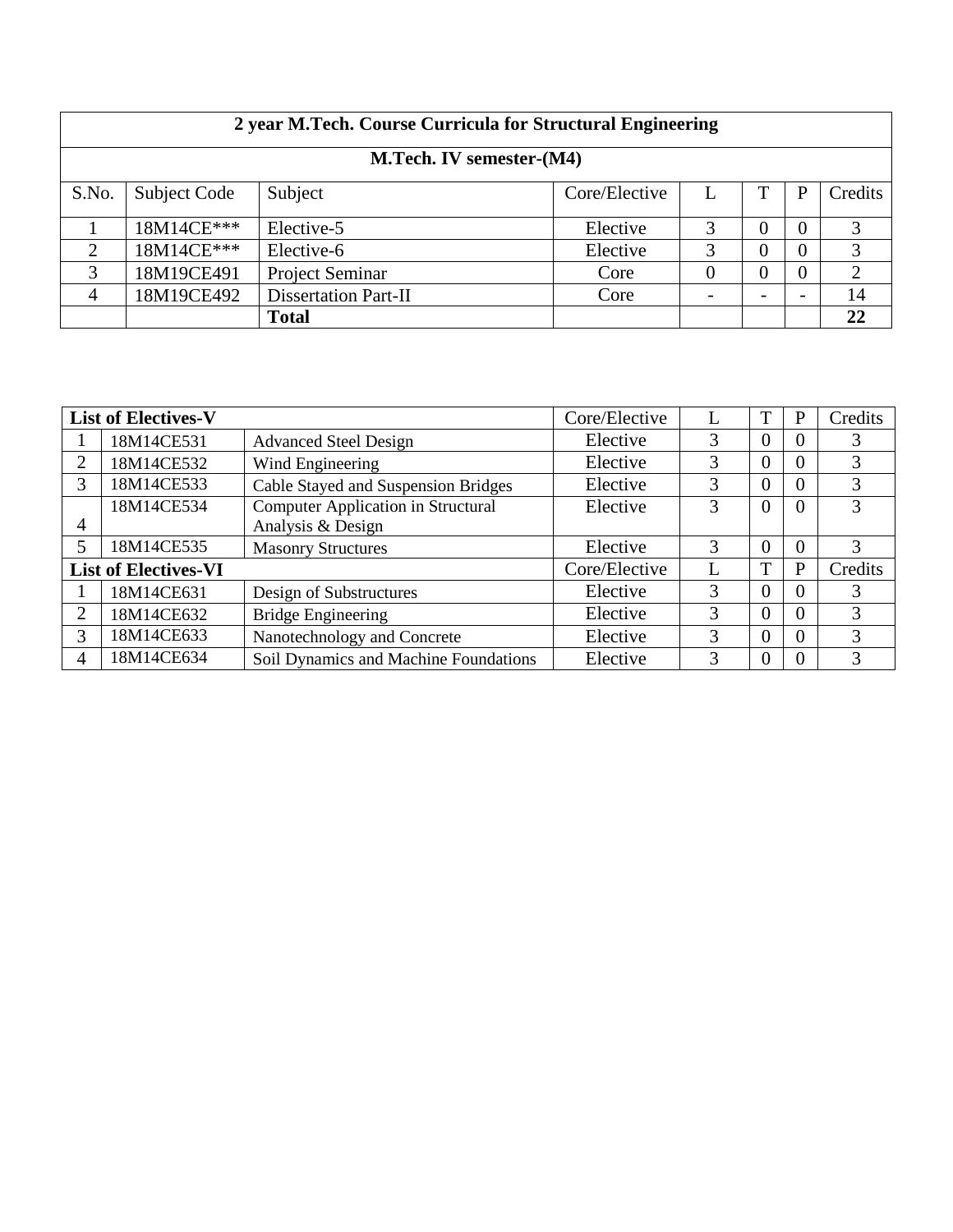| 2 year M.Tech. Course Curricula for Structural Engineering | | | | | | | |
|---|---|---|---|---|---|---|---|
| **M.Tech. IV semester-(M4)** | | | | | | | |
| S.No. | Subject Code | Subject | Core/Elective | L | T | P | Credits |
| 1 | 18M14CE*** | Elective-5 | Elective | 3 | 0 | 0 | 3 |
| 2 | 18M14CE*** | Elective-6 | Elective | 3 | 0 | 0 | 3 |
| 3 | 18M19CE491 | Project Seminar | Core | 0 | 0 | 0 | 2 |
| 4 | 18M19CE492 | Dissertation Part-II | Core | - | - | - | 14 |
| | | **Total** | | | | | **22** |

| List of Electives-V | | | Core/Elective | L | T | P | Credits |
|---|---|---|---|---|---|---|---|
| 1 | 18M14CE531 | Advanced Steel Design | Elective | 3 | 0 | 0 | 3 |
| 2 | 18M14CE532 | Wind Engineering | Elective | 3 | 0 | 0 | 3 |
| 3 | 18M14CE533 | Cable Stayed and Suspension Bridges | Elective | 3 | 0 | 0 | 3 |
| 4 | 18M14CE534 | Computer Application in Structural Analysis & Design | Elective | 3 | 0 | 0 | 3 |
| 5 | 18M14CE535 | Masonry Structures | Elective | 3 | 0 | 0 | 3 |
| **List of Electives-VI** | | | Core/Elective | L | T | P | Credits |
| 1 | 18M14CE631 | Design of Substructures | Elective | 3 | 0 | 0 | 3 |
| 2 | 18M14CE632 | Bridge Engineering | Elective | 3 | 0 | 0 | 3 |
| 3 | 18M14CE633 | Nanotechnology and Concrete | Elective | 3 | 0 | 0 | 3 |
| 4 | 18M14CE634 | Soil Dynamics and Machine Foundations | Elective | 3 | 0 | 0 | 3 |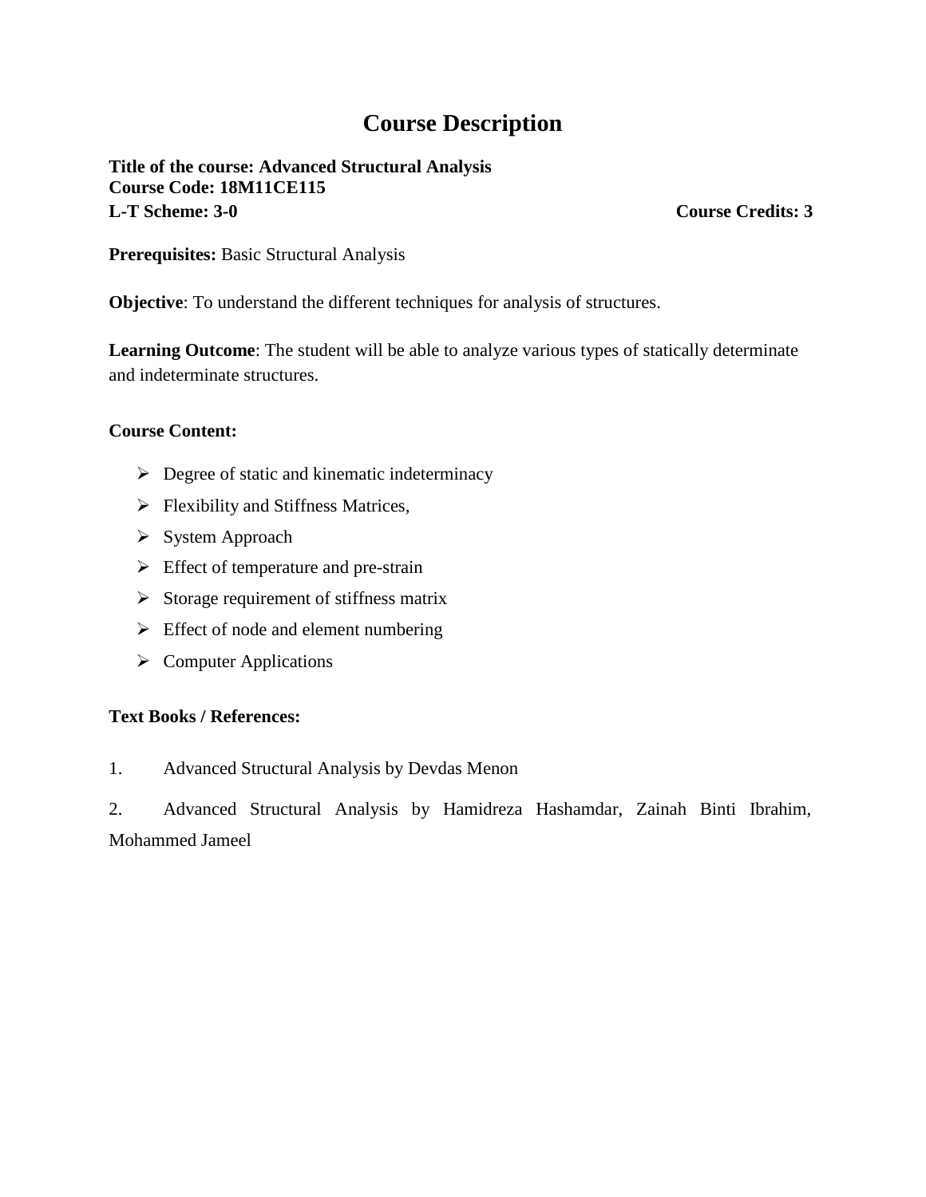# Course Description

**Title of the course: Advanced Structural Analysis**
**Course Code: 18M11CE115**
**L-T Scheme: 3-0** **Course Credits: 3**

**Prerequisites:** Basic Structural Analysis

**Objective**: To understand the different techniques for analysis of structures.

**Learning Outcome**: The student will be able to analyze various types of statically determinate and indeterminate structures.

**Course Content:**

- Degree of static and kinematic indeterminacy
- Flexibility and Stiffness Matrices,
- System Approach
- Effect of temperature and pre-strain
- Storage requirement of stiffness matrix
- Effect of node and element numbering
- Computer Applications

**Text Books / References:**

1. Advanced Structural Analysis by Devdas Menon
2. Advanced Structural Analysis by Hamidreza Hashamdar, Zainah Binti Ibrahim, Mohammed Jameel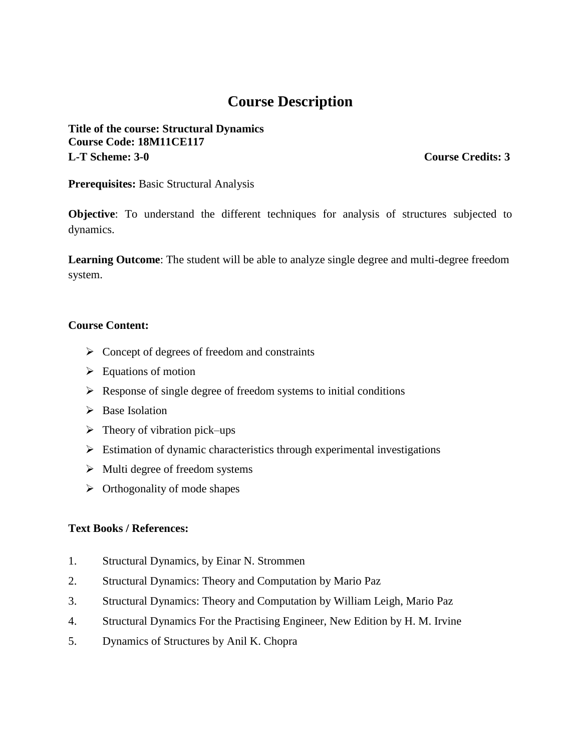# Course Description

**Title of the course: Structural Dynamics**
**Course Code: 18M11CE117**
**L-T Scheme: 3-0** **Course Credits: 3**

**Prerequisites:** Basic Structural Analysis

**Objective**: To understand the different techniques for analysis of structures subjected to dynamics.

**Learning Outcome**: The student will be able to analyze single degree and multi-degree freedom system.

**Course Content:**

- Concept of degrees of freedom and constraints
- Equations of motion
- Response of single degree of freedom systems to initial conditions
- Base Isolation
- Theory of vibration pick–ups
- Estimation of dynamic characteristics through experimental investigations
- Multi degree of freedom systems
- Orthogonality of mode shapes

**Text Books / References:**

1. Structural Dynamics, by Einar N. Strommen
2. Structural Dynamics: Theory and Computation by Mario Paz
3. Structural Dynamics: Theory and Computation by William Leigh, Mario Paz
4. Structural Dynamics For the Practising Engineer, New Edition by H. M. Irvine
5. Dynamics of Structures by Anil K. Chopra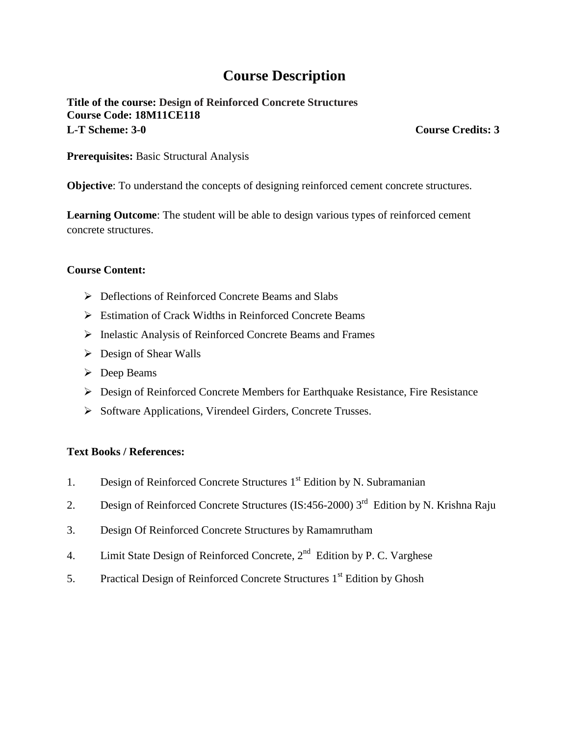# Course Description

**Title of the course: Design of Reinforced Concrete Structures**
**Course Code: 18M11CE118**
**L-T Scheme: 3-0** **Course Credits: 3**

**Prerequisites:** Basic Structural Analysis

**Objective**: To understand the concepts of designing reinforced cement concrete structures.

**Learning Outcome**: The student will be able to design various types of reinforced cement concrete structures.

**Course Content:**

- Deflections of Reinforced Concrete Beams and Slabs
- Estimation of Crack Widths in Reinforced Concrete Beams
- Inelastic Analysis of Reinforced Concrete Beams and Frames
- Design of Shear Walls
- Deep Beams
- Design of Reinforced Concrete Members for Earthquake Resistance, Fire Resistance
- Software Applications, Virendeel Girders, Concrete Trusses.

**Text Books / References:**

1. Design of Reinforced Concrete Structures 1st Edition by N. Subramanian
2. Design of Reinforced Concrete Structures (IS:456-2000) 3rd Edition by N. Krishna Raju
3. Design Of Reinforced Concrete Structures by Ramamrutham
4. Limit State Design of Reinforced Concrete, 2nd Edition by P. C. Varghese
5. Practical Design of Reinforced Concrete Structures 1st Edition by Ghosh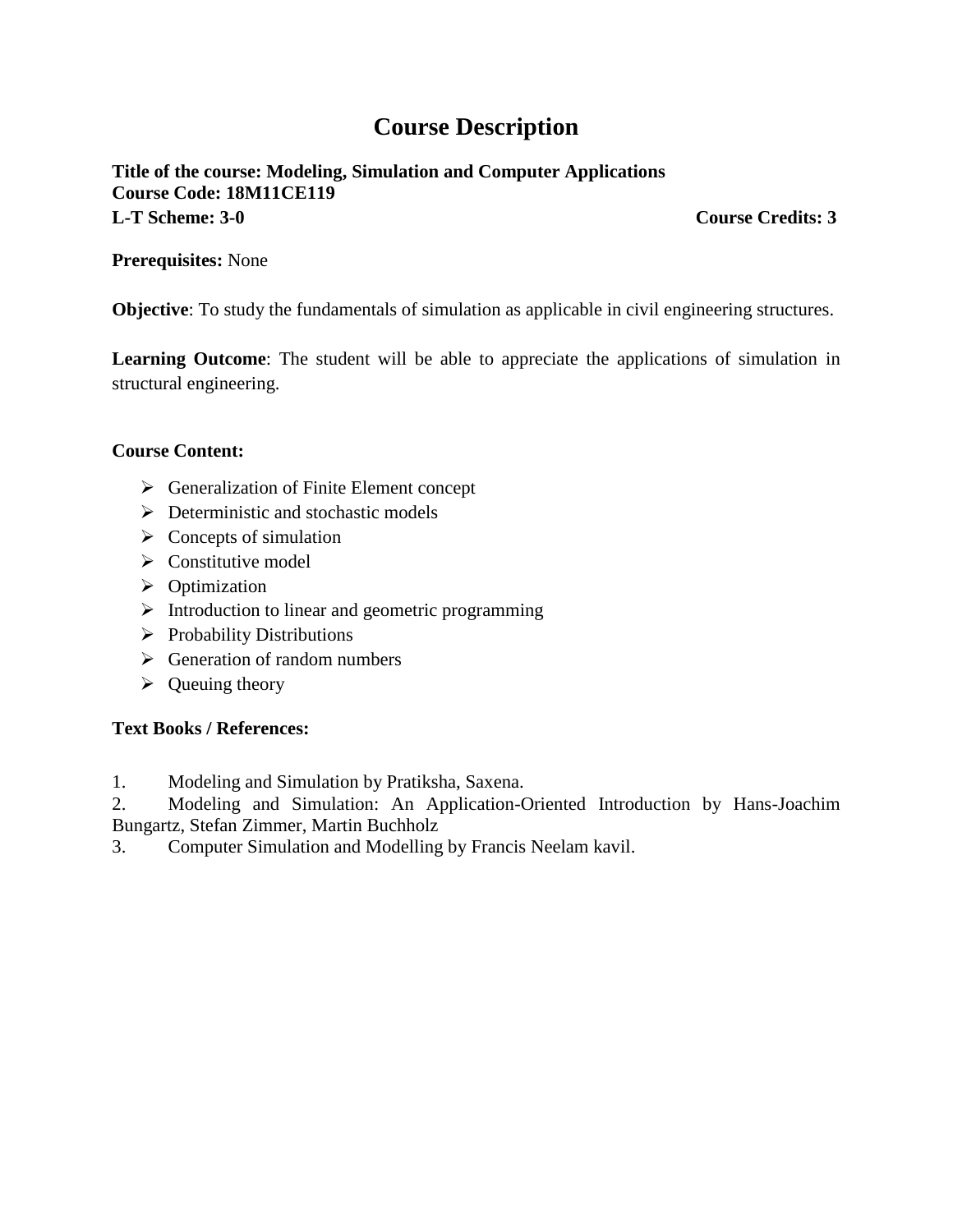# Course Description

**Title of the course: Modeling, Simulation and Computer Applications**
**Course Code: 18M11CE119**
**L-T Scheme: 3-0** **Course Credits: 3**

**Prerequisites:** None

**Objective**: To study the fundamentals of simulation as applicable in civil engineering structures.

**Learning Outcome**: The student will be able to appreciate the applications of simulation in structural engineering.

**Course Content:**

- Generalization of Finite Element concept
- Deterministic and stochastic models
- Concepts of simulation
- Constitutive model
- Optimization
- Introduction to linear and geometric programming
- Probability Distributions
- Generation of random numbers
- Queuing theory

**Text Books / References:**

1. Modeling and Simulation by Pratiksha, Saxena.
2. Modeling and Simulation: An Application-Oriented Introduction by Hans-Joachim Bungartz, Stefan Zimmer, Martin Buchholz
3. Computer Simulation and Modelling by Francis Neelam kavil.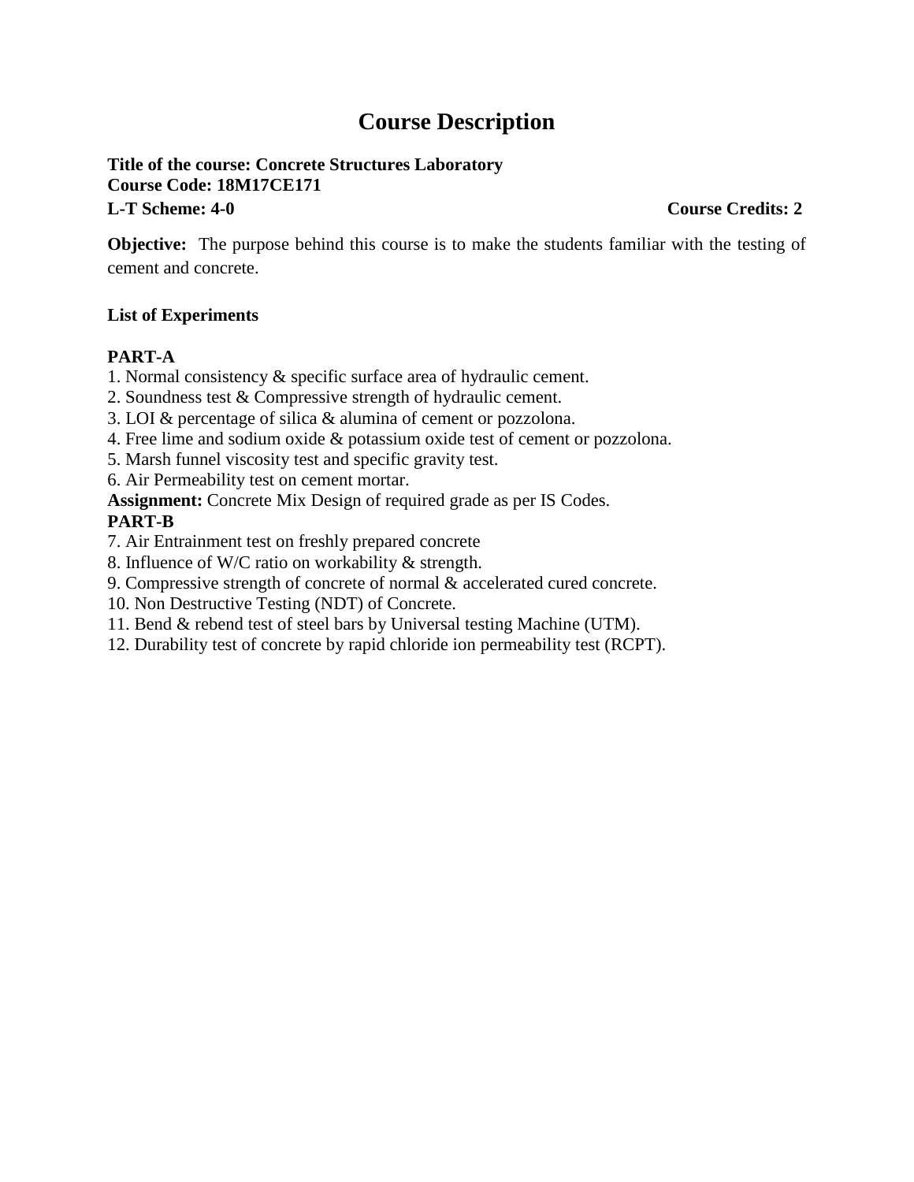# Course Description

**Title of the course: Concrete Structures Laboratory**
**Course Code: 18M17CE171**
**L-T Scheme: 4-0** **Course Credits: 2**

**Objective:** The purpose behind this course is to make the students familiar with the testing of cement and concrete.

**List of Experiments**

**PART-A**

1. Normal consistency & specific surface area of hydraulic cement.
2. Soundness test & Compressive strength of hydraulic cement.
3. LOI & percentage of silica & alumina of cement or pozzolona.
4. Free lime and sodium oxide & potassium oxide test of cement or pozzolona.
5. Marsh funnel viscosity test and specific gravity test.
6. Air Permeability test on cement mortar.

**Assignment:** Concrete Mix Design of required grade as per IS Codes.

**PART-B**

7. Air Entrainment test on freshly prepared concrete
8. Influence of W/C ratio on workability & strength.
9. Compressive strength of concrete of normal & accelerated cured concrete.
10. Non Destructive Testing (NDT) of Concrete.
11. Bend & rebend test of steel bars by Universal testing Machine (UTM).
12. Durability test of concrete by rapid chloride ion permeability test (RCPT).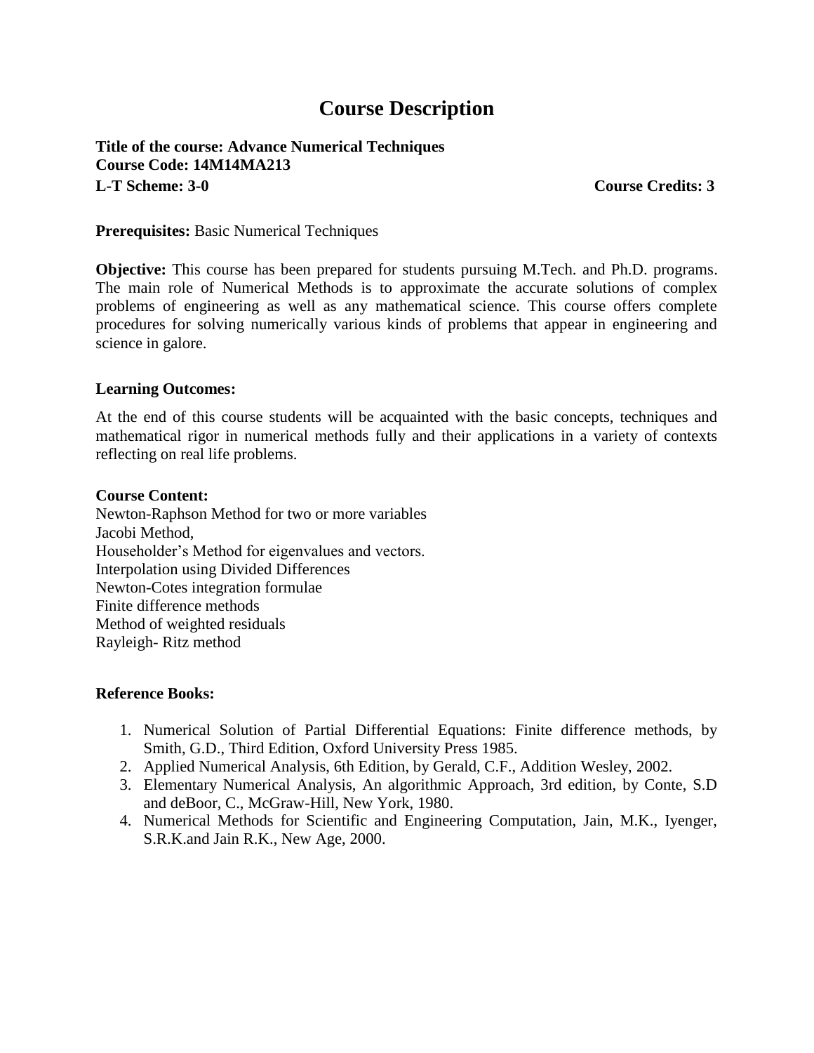# Course Description

**Title of the course: Advance Numerical Techniques**
**Course Code: 14M14MA213**
**L-T Scheme: 3-0** **Course Credits: 3**

**Prerequisites:** Basic Numerical Techniques

**Objective:** This course has been prepared for students pursuing M.Tech. and Ph.D. programs. The main role of Numerical Methods is to approximate the accurate solutions of complex problems of engineering as well as any mathematical science. This course offers complete procedures for solving numerically various kinds of problems that appear in engineering and science in galore.

**Learning Outcomes:**

At the end of this course students will be acquainted with the basic concepts, techniques and mathematical rigor in numerical methods fully and their applications in a variety of contexts reflecting on real life problems.

**Course Content:**

Newton-Raphson Method for two or more variables
Jacobi Method,
Householder's Method for eigenvalues and vectors.
Interpolation using Divided Differences
Newton-Cotes integration formulae
Finite difference methods
Method of weighted residuals
Rayleigh- Ritz method

**Reference Books:**

1. Numerical Solution of Partial Differential Equations: Finite difference methods, by Smith, G.D., Third Edition, Oxford University Press 1985.
2. Applied Numerical Analysis, 6th Edition, by Gerald, C.F., Addition Wesley, 2002.
3. Elementary Numerical Analysis, An algorithmic Approach, 3rd edition, by Conte, S.D and deBoor, C., McGraw-Hill, New York, 1980.
4. Numerical Methods for Scientific and Engineering Computation, Jain, M.K., Iyenger, S.R.K.and Jain R.K., New Age, 2000.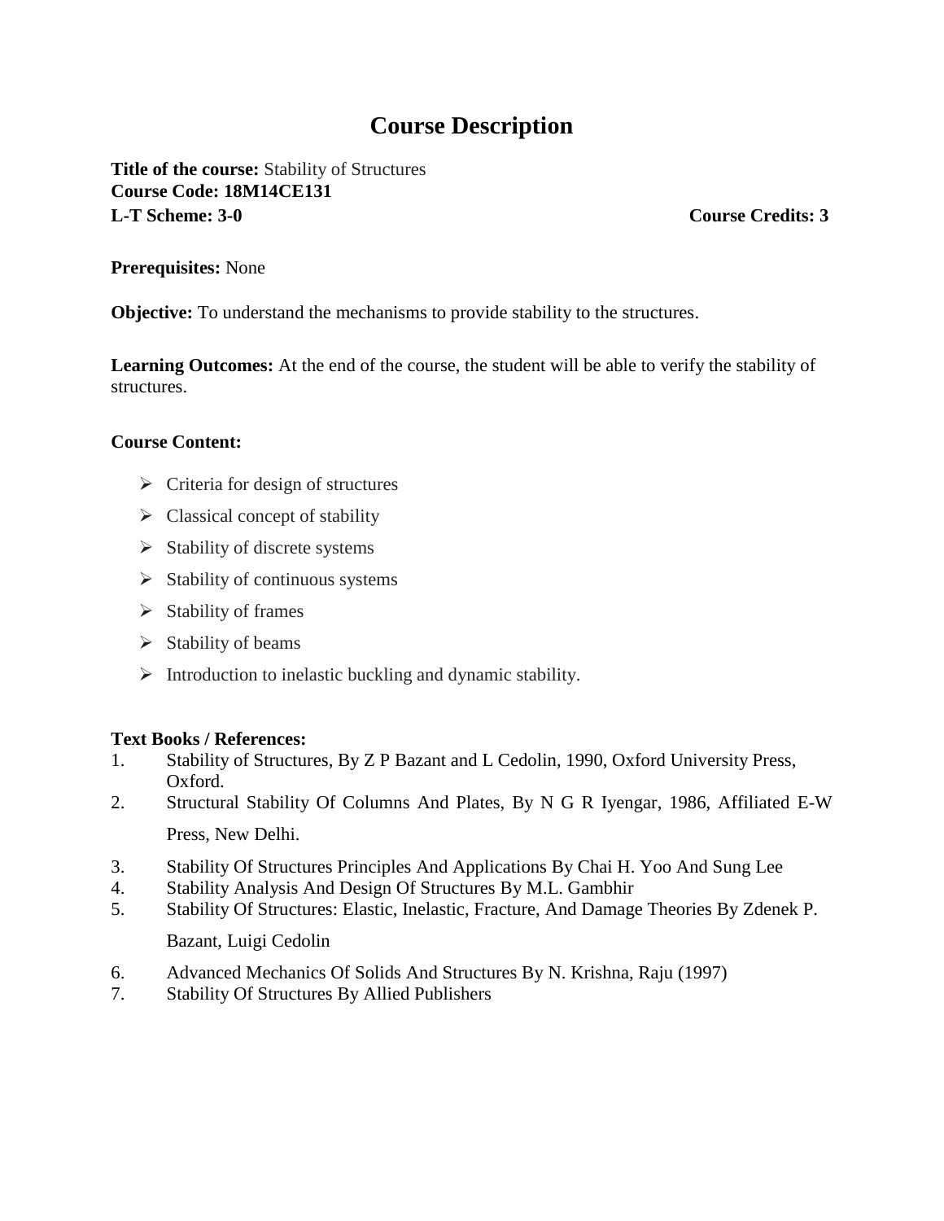# Course Description

**Title of the course:** Stability of Structures
**Course Code: 18M14CE131**
**L-T Scheme: 3-0** **Course Credits: 3**

**Prerequisites:** None

**Objective:** To understand the mechanisms to provide stability to the structures.

**Learning Outcomes:** At the end of the course, the student will be able to verify the stability of structures.

**Course Content:**

- Criteria for design of structures
- Classical concept of stability
- Stability of discrete systems
- Stability of continuous systems
- Stability of frames
- Stability of beams
- Introduction to inelastic buckling and dynamic stability.

**Text Books / References:**

1. Stability of Structures, By Z P Bazant and L Cedolin, 1990, Oxford University Press, Oxford.
2. Structural Stability Of Columns And Plates, By N G R Iyengar, 1986, Affiliated E-W Press, New Delhi.
3. Stability Of Structures Principles And Applications By Chai H. Yoo And Sung Lee
4. Stability Analysis And Design Of Structures By M.L. Gambhir
5. Stability Of Structures: Elastic, Inelastic, Fracture, And Damage Theories By Zdenek P. Bazant, Luigi Cedolin
6. Advanced Mechanics Of Solids And Structures By N. Krishna, Raju (1997)
7. Stability Of Structures By Allied Publishers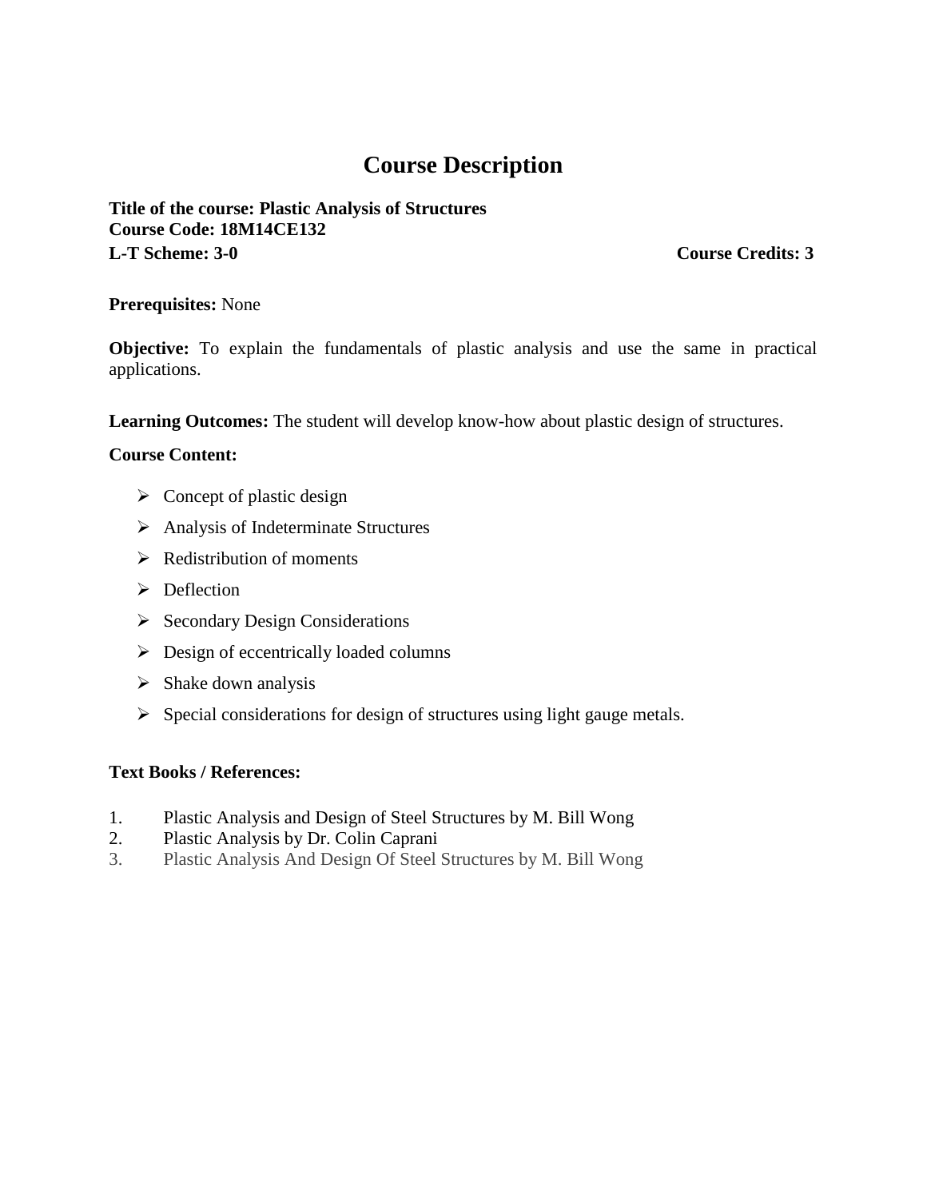# Course Description

**Title of the course: Plastic Analysis of Structures**
**Course Code: 18M14CE132**
**L-T Scheme: 3-0** **Course Credits: 3**

**Prerequisites:** None

**Objective:** To explain the fundamentals of plastic analysis and use the same in practical applications.

**Learning Outcomes:** The student will develop know-how about plastic design of structures.

**Course Content:**

- Concept of plastic design
- Analysis of Indeterminate Structures
- Redistribution of moments
- Deflection
- Secondary Design Considerations
- Design of eccentrically loaded columns
- Shake down analysis
- Special considerations for design of structures using light gauge metals.

**Text Books / References:**

1. Plastic Analysis and Design of Steel Structures by M. Bill Wong
2. Plastic Analysis by Dr. Colin Caprani
3. Plastic Analysis And Design Of Steel Structures by M. Bill Wong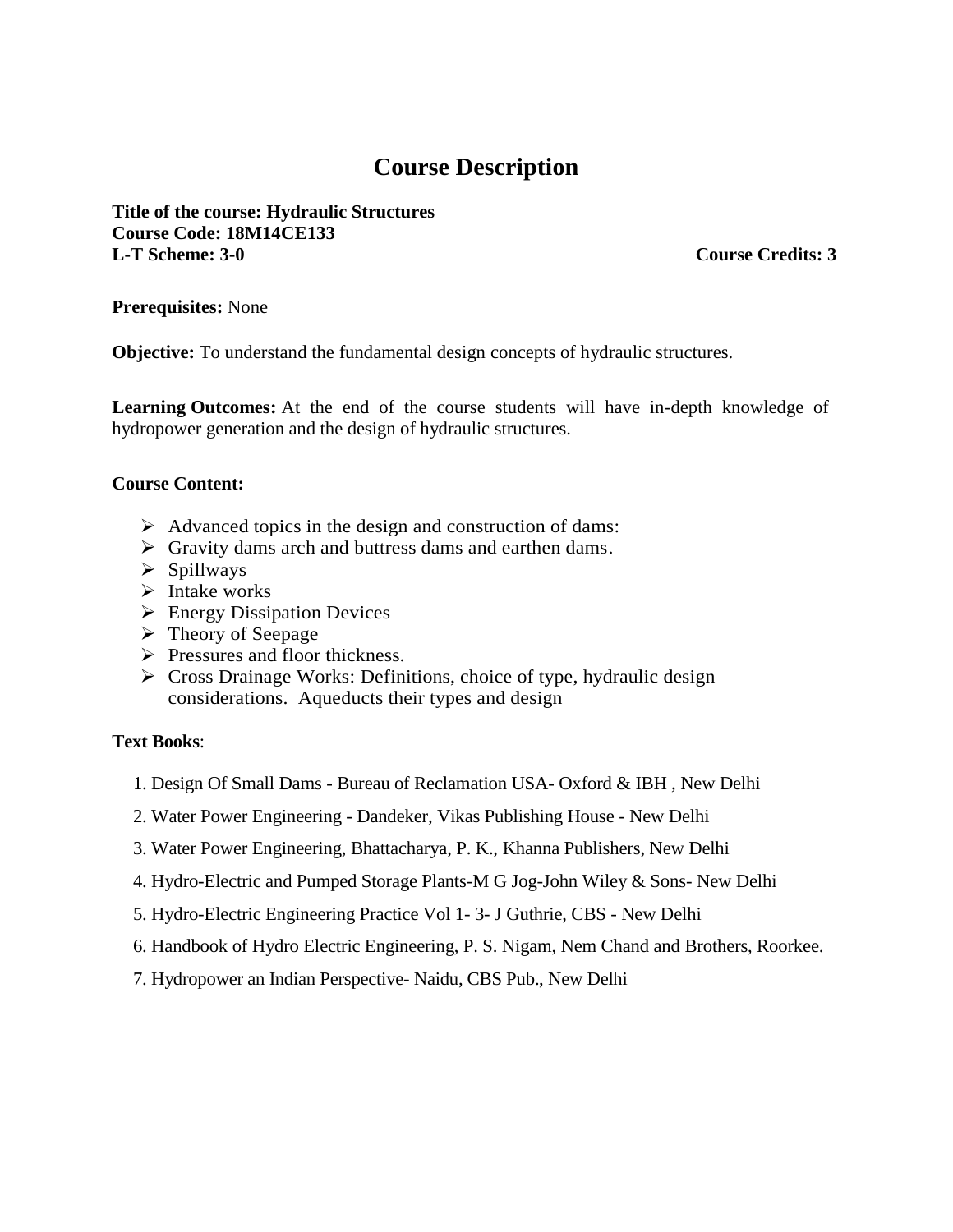# Course Description

**Title of the course: Hydraulic Structures**
**Course Code: 18M14CE133**
**L-T Scheme: 3-0** **Course Credits: 3**

**Prerequisites:** None

**Objective:** To understand the fundamental design concepts of hydraulic structures.

**Learning Outcomes:** At the end of the course students will have in-depth knowledge of hydropower generation and the design of hydraulic structures.

**Course Content:**

- Advanced topics in the design and construction of dams:
- Gravity dams arch and buttress dams and earthen dams.
- Spillways
- Intake works
- Energy Dissipation Devices
- Theory of Seepage
- Pressures and floor thickness.
- Cross Drainage Works: Definitions, choice of type, hydraulic design considerations. Aqueducts their types and design

**Text Books**:

1. Design Of Small Dams - Bureau of Reclamation USA- Oxford & IBH , New Delhi
2. Water Power Engineering - Dandeker, Vikas Publishing House - New Delhi
3. Water Power Engineering, Bhattacharya, P. K., Khanna Publishers, New Delhi
4. Hydro-Electric and Pumped Storage Plants-M G Jog-John Wiley & Sons- New Delhi
5. Hydro-Electric Engineering Practice Vol 1- 3- J Guthrie, CBS - New Delhi
6. Handbook of Hydro Electric Engineering, P. S. Nigam, Nem Chand and Brothers, Roorkee.
7. Hydropower an Indian Perspective- Naidu, CBS Pub., New Delhi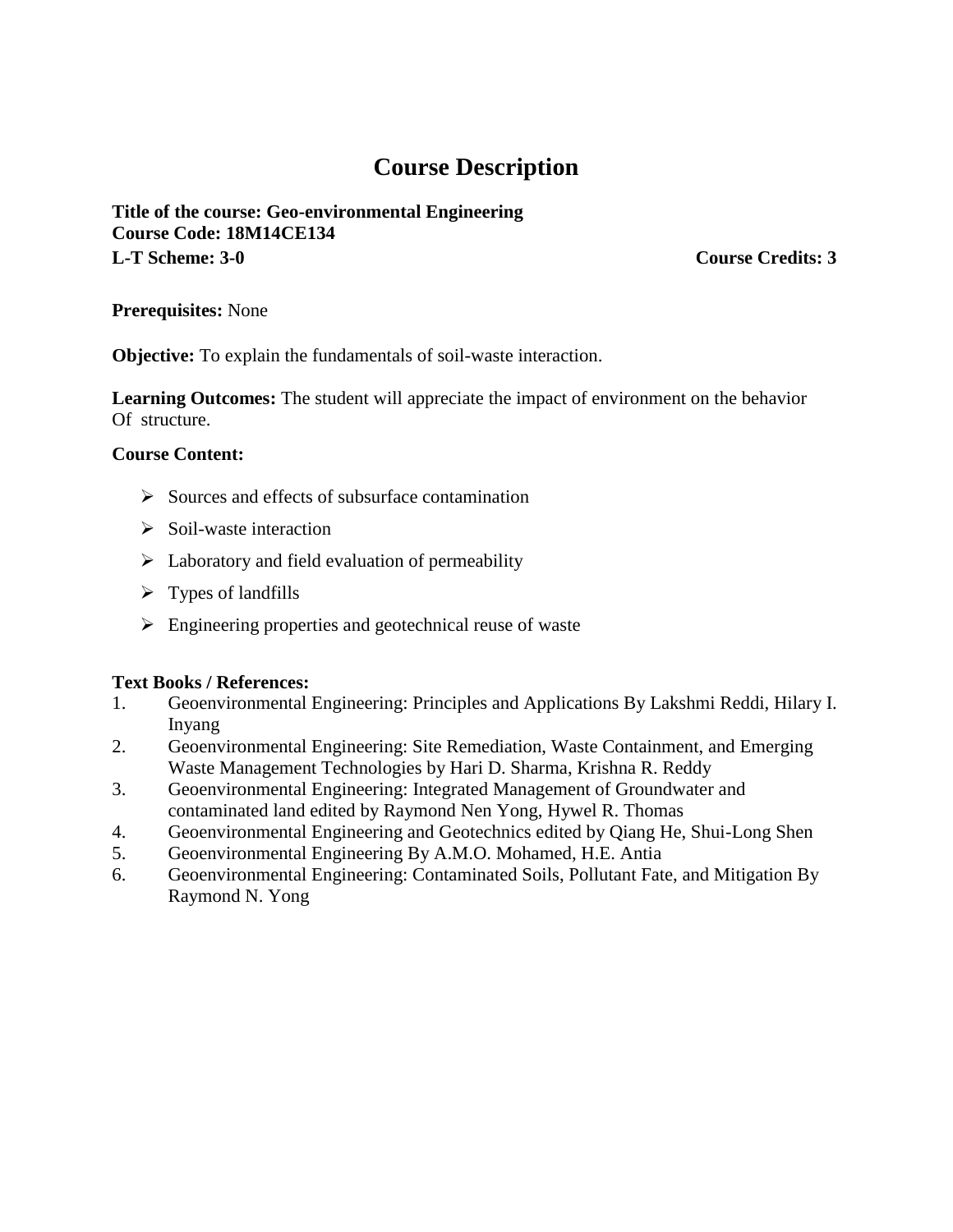# Course Description

**Title of the course: Geo-environmental Engineering**
**Course Code: 18M14CE134**
**L-T Scheme: 3-0** **Course Credits: 3**

**Prerequisites:** None

**Objective:** To explain the fundamentals of soil-waste interaction.

**Learning Outcomes:** The student will appreciate the impact of environment on the behavior Of structure.

**Course Content:**

- Sources and effects of subsurface contamination
- Soil-waste interaction
- Laboratory and field evaluation of permeability
- Types of landfills
- Engineering properties and geotechnical reuse of waste

**Text Books / References:**

1. Geoenvironmental Engineering: Principles and Applications By Lakshmi Reddi, Hilary I. Inyang
2. Geoenvironmental Engineering: Site Remediation, Waste Containment, and Emerging Waste Management Technologies by Hari D. Sharma, Krishna R. Reddy
3. Geoenvironmental Engineering: Integrated Management of Groundwater and contaminated land edited by Raymond Nen Yong, Hywel R. Thomas
4. Geoenvironmental Engineering and Geotechnics edited by Qiang He, Shui-Long Shen
5. Geoenvironmental Engineering By A.M.O. Mohamed, H.E. Antia
6. Geoenvironmental Engineering: Contaminated Soils, Pollutant Fate, and Mitigation By Raymond N. Yong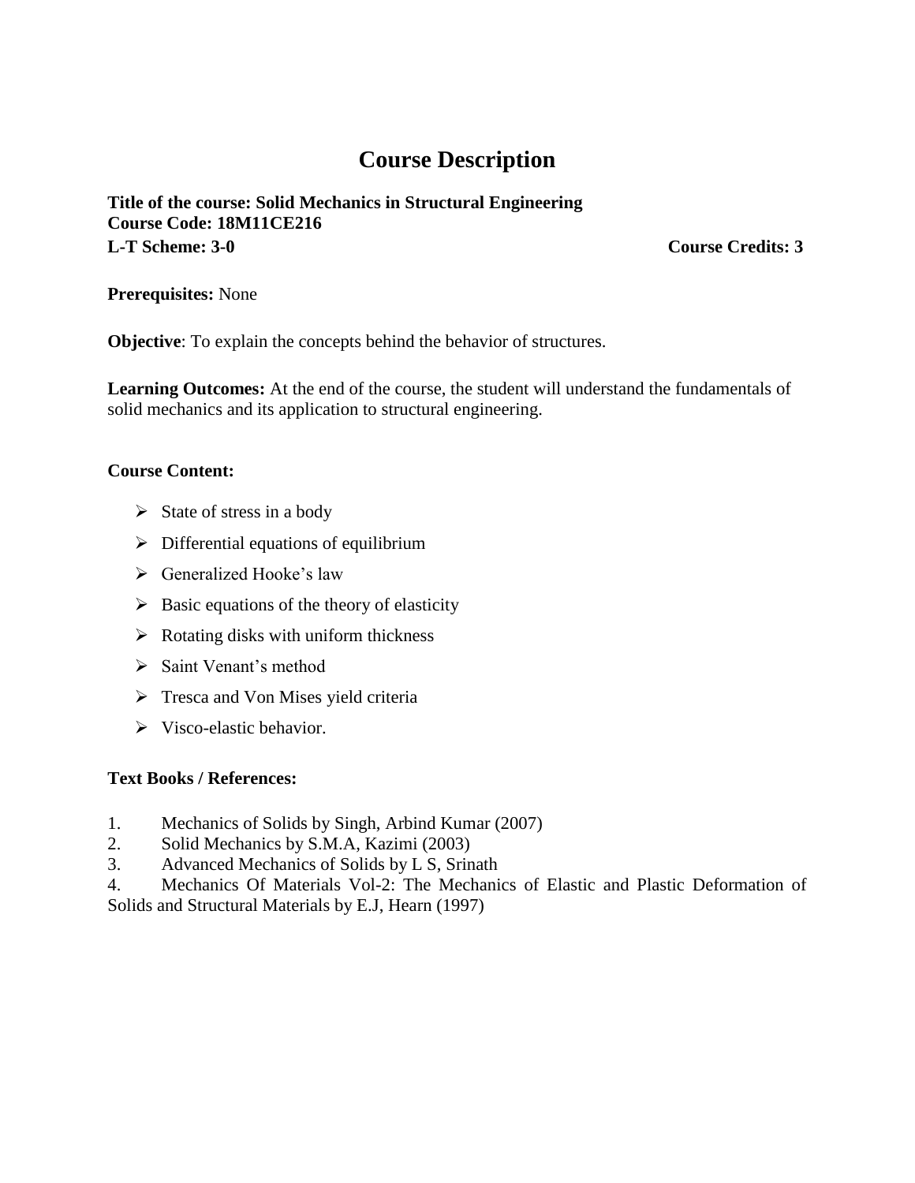# Course Description

**Title of the course: Solid Mechanics in Structural Engineering**
**Course Code: 18M11CE216**
**L-T Scheme: 3-0** **Course Credits: 3**

**Prerequisites:** None

**Objective**: To explain the concepts behind the behavior of structures.

**Learning Outcomes:** At the end of the course, the student will understand the fundamentals of solid mechanics and its application to structural engineering.

**Course Content:**

- State of stress in a body
- Differential equations of equilibrium
- Generalized Hooke's law
- Basic equations of the theory of elasticity
- Rotating disks with uniform thickness
- Saint Venant's method
- Tresca and Von Mises yield criteria
- Visco-elastic behavior.

**Text Books / References:**

1. Mechanics of Solids by Singh, Arbind Kumar (2007)
2. Solid Mechanics by S.M.A, Kazimi (2003)
3. Advanced Mechanics of Solids by L S, Srinath
4. Mechanics Of Materials Vol-2: The Mechanics of Elastic and Plastic Deformation of Solids and Structural Materials by E.J, Hearn (1997)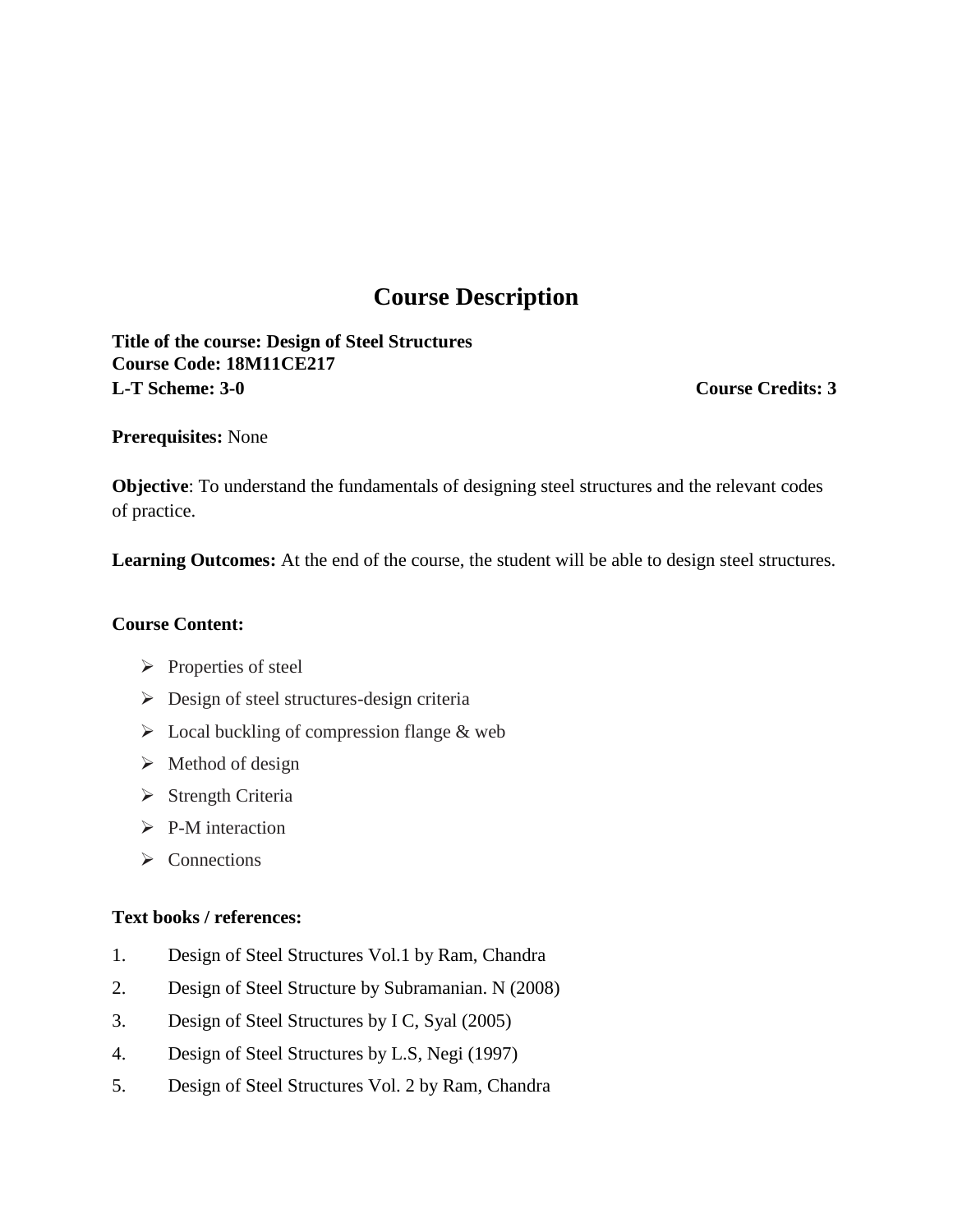# Course Description

**Title of the course: Design of Steel Structures**
**Course Code: 18M11CE217**
**L-T Scheme: 3-0** **Course Credits: 3**

**Prerequisites:** None

**Objective**: To understand the fundamentals of designing steel structures and the relevant codes of practice.

**Learning Outcomes:** At the end of the course, the student will be able to design steel structures.

**Course Content:**

- Properties of steel
- Design of steel structures-design criteria
- Local buckling of compression flange & web
- Method of design
- Strength Criteria
- P-M interaction
- Connections

**Text books / references:**

1. Design of Steel Structures Vol.1 by Ram, Chandra
2. Design of Steel Structure by Subramanian. N (2008)
3. Design of Steel Structures by I C, Syal (2005)
4. Design of Steel Structures by L.S, Negi (1997)
5. Design of Steel Structures Vol. 2 by Ram, Chandra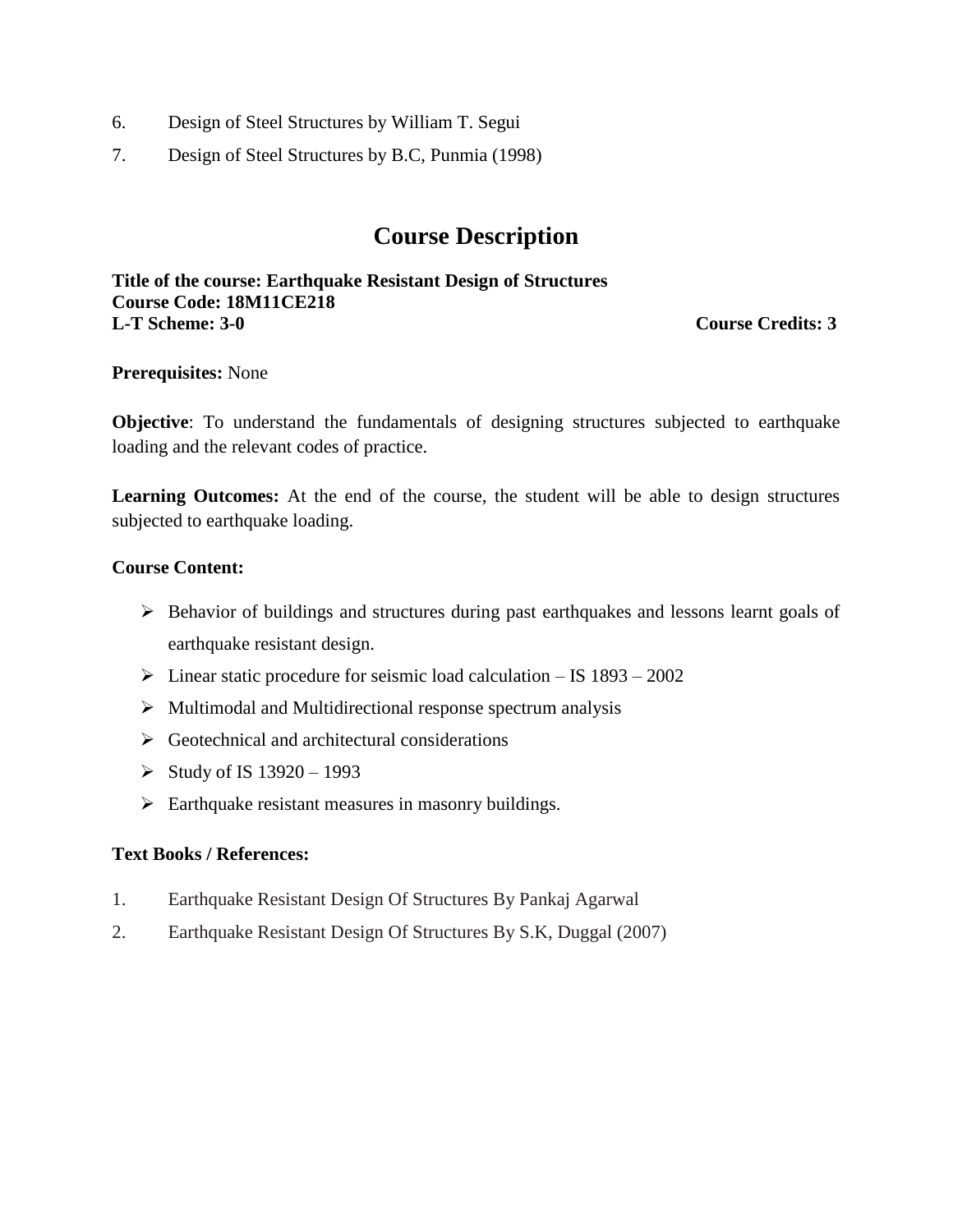6. Design of Steel Structures by William T. Segui
7. Design of Steel Structures by B.C, Punmia (1998)

# Course Description

**Title of the course: Earthquake Resistant Design of Structures**
**Course Code: 18M11CE218**
**L-T Scheme: 3-0** **Course Credits: 3**

**Prerequisites:** None

**Objective**: To understand the fundamentals of designing structures subjected to earthquake loading and the relevant codes of practice.

**Learning Outcomes:** At the end of the course, the student will be able to design structures subjected to earthquake loading.

**Course Content:**

- Behavior of buildings and structures during past earthquakes and lessons learnt goals of earthquake resistant design.
- Linear static procedure for seismic load calculation – IS 1893 – 2002
- Multimodal and Multidirectional response spectrum analysis
- Geotechnical and architectural considerations
- Study of IS 13920 – 1993
- Earthquake resistant measures in masonry buildings.

**Text Books / References:**

1. Earthquake Resistant Design Of Structures By Pankaj Agarwal
2. Earthquake Resistant Design Of Structures By S.K, Duggal (2007)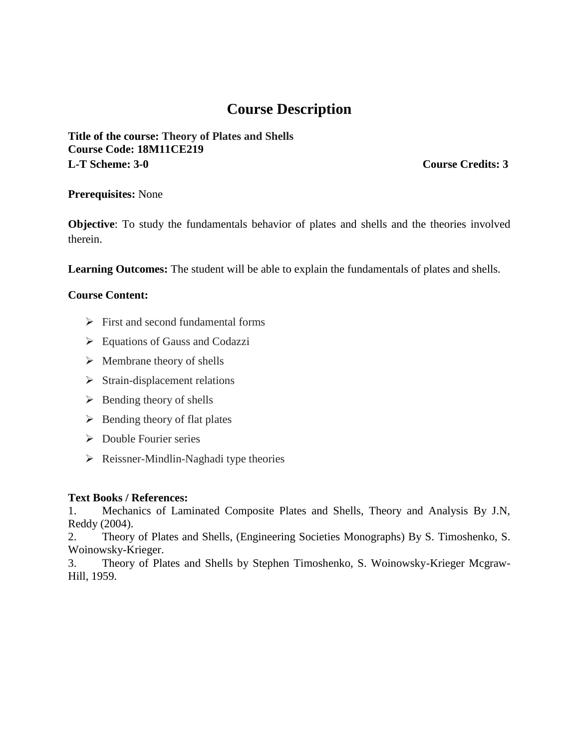# Course Description

**Title of the course: Theory of Plates and Shells**
**Course Code: 18M11CE219**
**L-T Scheme: 3-0** **Course Credits: 3**

**Prerequisites:** None

**Objective**: To study the fundamentals behavior of plates and shells and the theories involved therein.

**Learning Outcomes:** The student will be able to explain the fundamentals of plates and shells.

**Course Content:**

- First and second fundamental forms
- Equations of Gauss and Codazzi
- Membrane theory of shells
- Strain-displacement relations
- Bending theory of shells
- Bending theory of flat plates
- Double Fourier series
- Reissner-Mindlin-Naghadi type theories

**Text Books / References:**

1. Mechanics of Laminated Composite Plates and Shells, Theory and Analysis By J.N, Reddy (2004).
2. Theory of Plates and Shells, (Engineering Societies Monographs) By S. Timoshenko, S. Woinowsky-Krieger.
3. Theory of Plates and Shells by Stephen Timoshenko, S. Woinowsky-Krieger Mcgraw-Hill, 1959.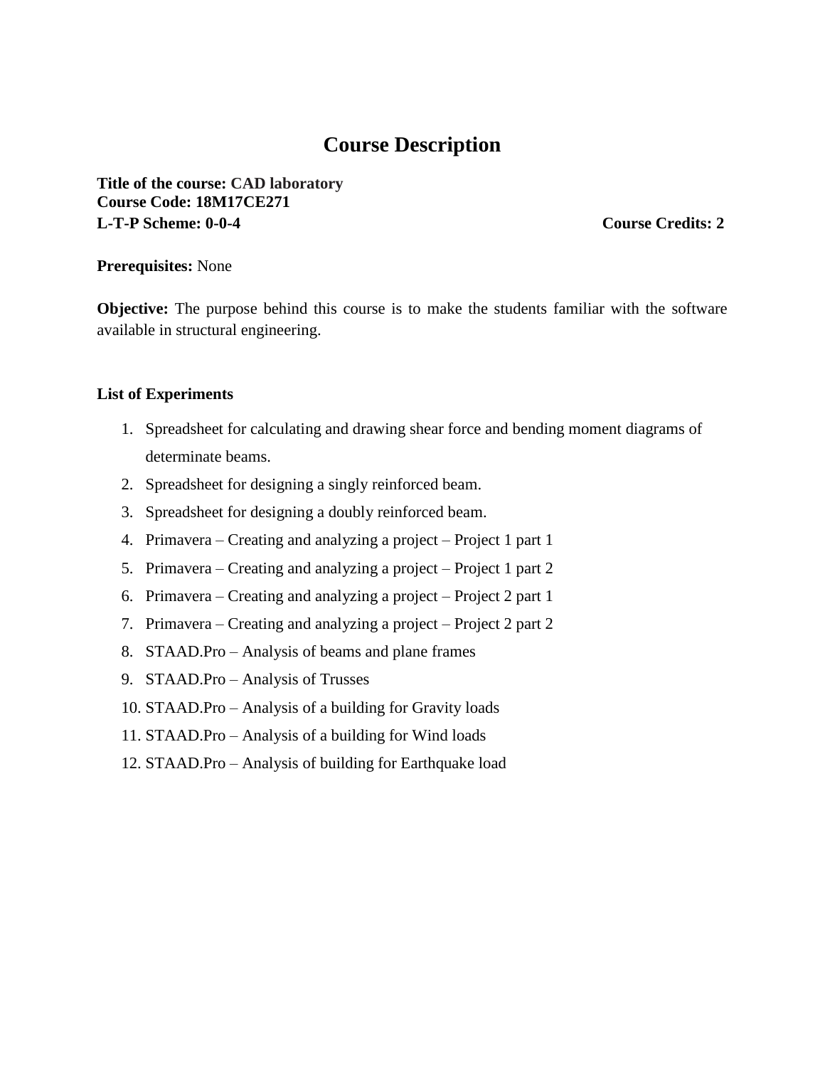# Course Description

**Title of the course:** **CAD laboratory**
**Course Code: 18M17CE271**
**L-T-P Scheme: 0-0-4** **Course Credits: 2**

**Prerequisites:** None

**Objective:** The purpose behind this course is to make the students familiar with the software available in structural engineering.

**List of Experiments**

1. Spreadsheet for calculating and drawing shear force and bending moment diagrams of determinate beams.
2. Spreadsheet for designing a singly reinforced beam.
3. Spreadsheet for designing a doubly reinforced beam.
4. Primavera – Creating and analyzing a project – Project 1 part 1
5. Primavera – Creating and analyzing a project – Project 1 part 2
6. Primavera – Creating and analyzing a project – Project 2 part 1
7. Primavera – Creating and analyzing a project – Project 2 part 2
8. STAAD.Pro – Analysis of beams and plane frames
9. STAAD.Pro – Analysis of Trusses
10. STAAD.Pro – Analysis of a building for Gravity loads
11. STAAD.Pro – Analysis of a building for Wind loads
12. STAAD.Pro – Analysis of building for Earthquake load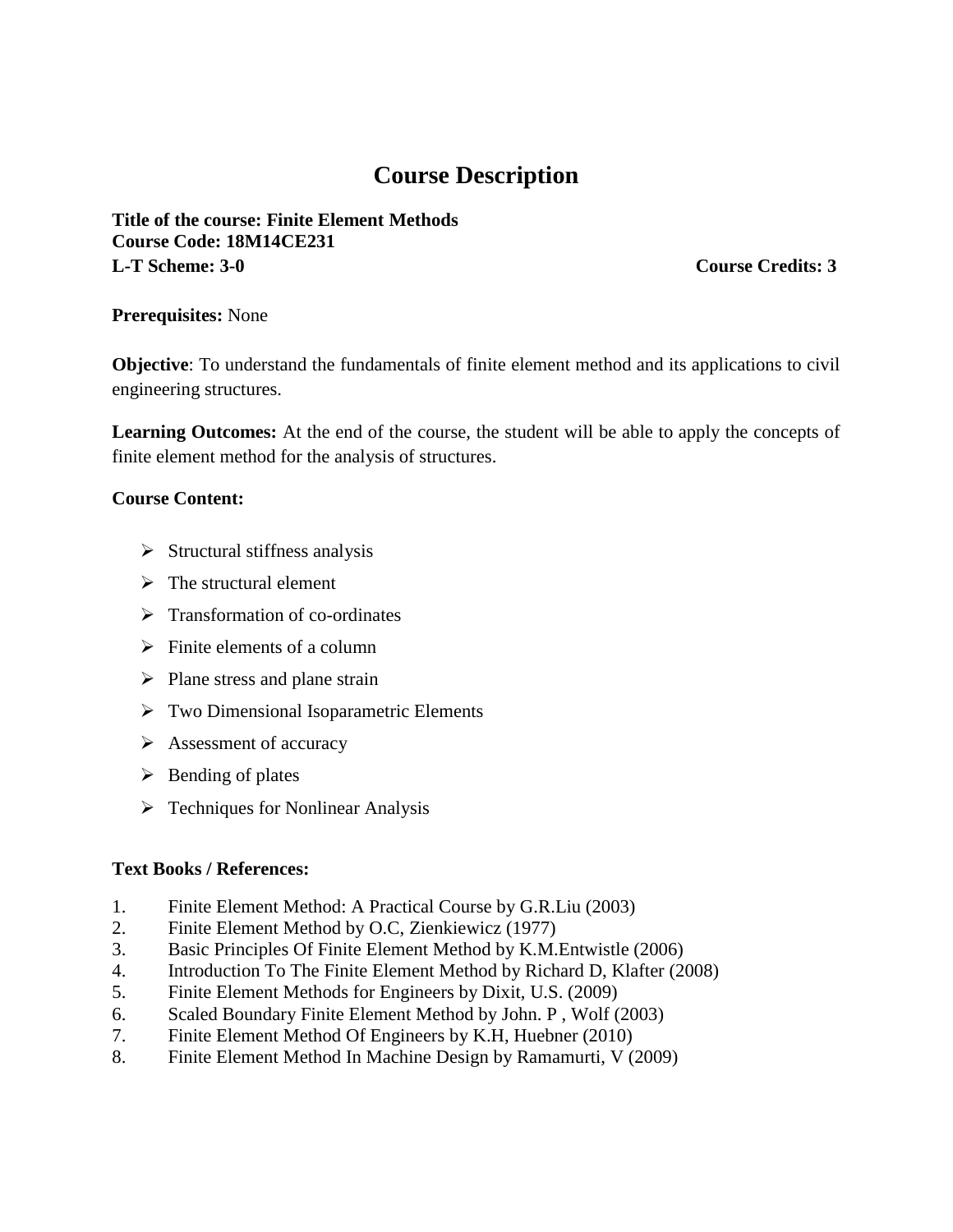# Course Description

**Title of the course: Finite Element Methods**
**Course Code: 18M14CE231**
**L-T Scheme: 3-0** **Course Credits: 3**

**Prerequisites:** None

**Objective**: To understand the fundamentals of finite element method and its applications to civil engineering structures.

**Learning Outcomes:** At the end of the course, the student will be able to apply the concepts of finite element method for the analysis of structures.

**Course Content:**

- Structural stiffness analysis
- The structural element
- Transformation of co-ordinates
- Finite elements of a column
- Plane stress and plane strain
- Two Dimensional Isoparametric Elements
- Assessment of accuracy
- Bending of plates
- Techniques for Nonlinear Analysis

**Text Books / References:**

1. Finite Element Method: A Practical Course by G.R.Liu (2003)
2. Finite Element Method by O.C, Zienkiewicz (1977)
3. Basic Principles Of Finite Element Method by K.M.Entwistle (2006)
4. Introduction To The Finite Element Method by Richard D, Klafter (2008)
5. Finite Element Methods for Engineers by Dixit, U.S. (2009)
6. Scaled Boundary Finite Element Method by John. P , Wolf (2003)
7. Finite Element Method Of Engineers by K.H, Huebner (2010)
8. Finite Element Method In Machine Design by Ramamurti, V (2009)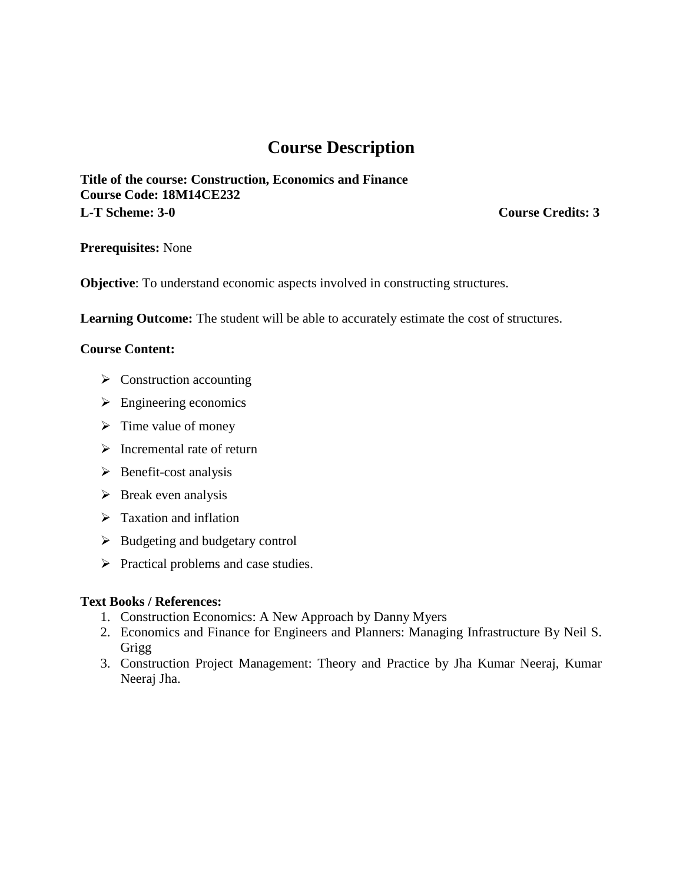# Course Description

**Title of the course: Construction, Economics and Finance**
**Course Code: 18M14CE232**
**L-T Scheme: 3-0** **Course Credits: 3**

**Prerequisites:** None

**Objective**: To understand economic aspects involved in constructing structures.

**Learning Outcome:** The student will be able to accurately estimate the cost of structures.

**Course Content:**

- Construction accounting
- Engineering economics
- Time value of money
- Incremental rate of return
- Benefit-cost analysis
- Break even analysis
- Taxation and inflation
- Budgeting and budgetary control
- Practical problems and case studies.

**Text Books / References:**

1. Construction Economics: A New Approach by Danny Myers
2. Economics and Finance for Engineers and Planners: Managing Infrastructure By Neil S. Grigg
3. Construction Project Management: Theory and Practice by Jha Kumar Neeraj, Kumar Neeraj Jha.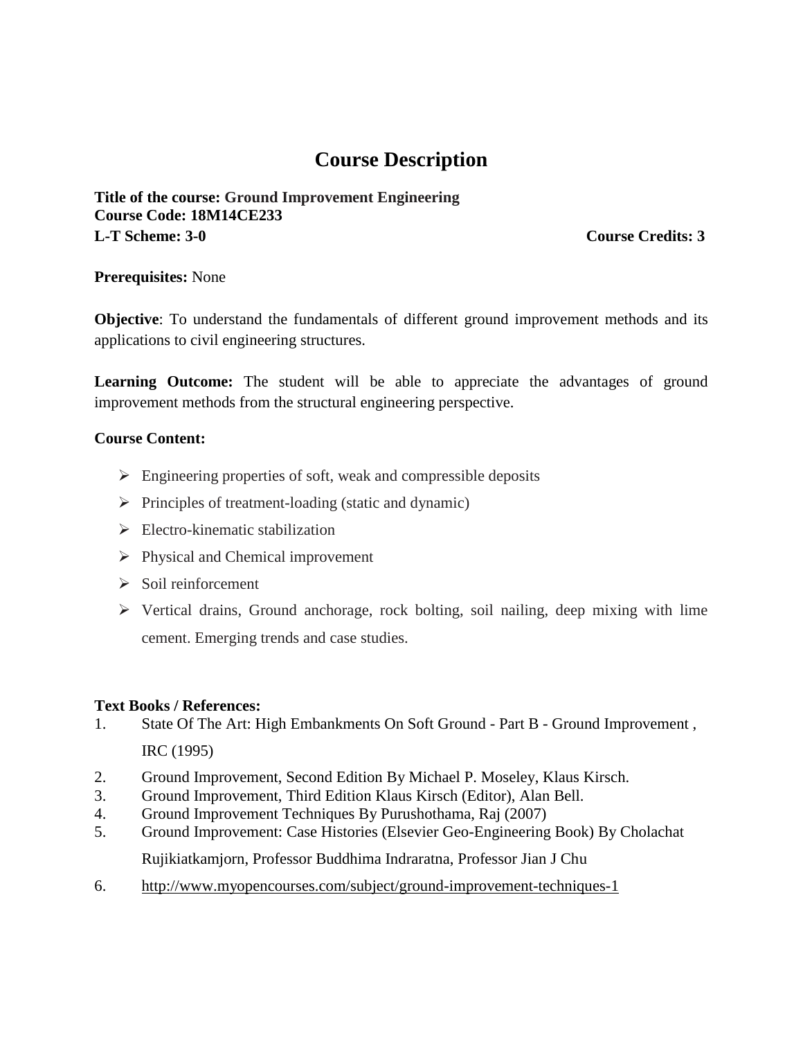# Course Description

**Title of the course: Ground Improvement Engineering**
**Course Code: 18M14CE233**
**L-T Scheme: 3-0** **Course Credits: 3**

**Prerequisites:** None

**Objective**: To understand the fundamentals of different ground improvement methods and its applications to civil engineering structures.

**Learning Outcome:** The student will be able to appreciate the advantages of ground improvement methods from the structural engineering perspective.

**Course Content:**

- Engineering properties of soft, weak and compressible deposits
- Principles of treatment-loading (static and dynamic)
- Electro-kinematic stabilization
- Physical and Chemical improvement
- Soil reinforcement
- Vertical drains, Ground anchorage, rock bolting, soil nailing, deep mixing with lime cement. Emerging trends and case studies.

**Text Books / References:**

1. State Of The Art: High Embankments On Soft Ground - Part B - Ground Improvement , IRC (1995)
2. Ground Improvement, Second Edition By Michael P. Moseley, Klaus Kirsch.
3. Ground Improvement, Third Edition Klaus Kirsch (Editor), Alan Bell.
4. Ground Improvement Techniques By Purushothama, Raj (2007)
5. Ground Improvement: Case Histories (Elsevier Geo-Engineering Book) By Cholachat Rujikiatkamjorn, Professor Buddhima Indraratna, Professor Jian J Chu
6. http://www.myopencourses.com/subject/ground-improvement-techniques-1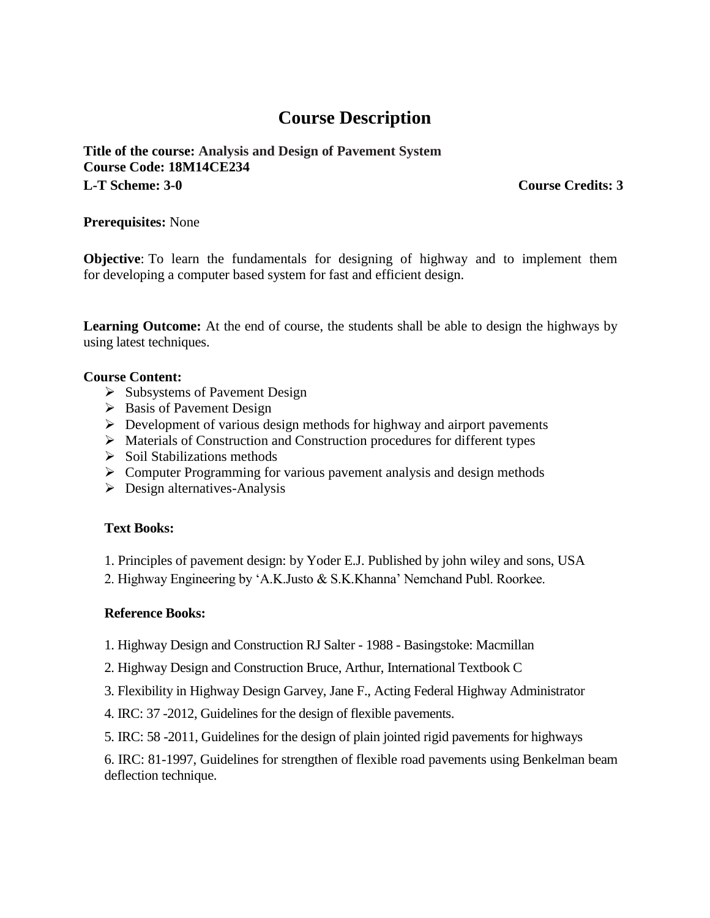# Course Description

**Title of the course: Analysis and Design of Pavement System**
**Course Code: 18M14CE234**
**L-T Scheme: 3-0** **Course Credits: 3**

**Prerequisites:** None

**Objective**: To learn the fundamentals for designing of highway and to implement them for developing a computer based system for fast and efficient design.

**Learning Outcome:** At the end of course, the students shall be able to design the highways by using latest techniques.

**Course Content:**

- Subsystems of Pavement Design
- Basis of Pavement Design
- Development of various design methods for highway and airport pavements
- Materials of Construction and Construction procedures for different types
- Soil Stabilizations methods
- Computer Programming for various pavement analysis and design methods
- Design alternatives-Analysis

**Text Books:**

1. Principles of pavement design: by Yoder E.J. Published by john wiley and sons, USA
2. Highway Engineering by 'A.K.Justo & S.K.Khanna' Nemchand Publ. Roorkee.

**Reference Books:**

1. Highway Design and Construction RJ Salter - 1988 - Basingstoke: Macmillan
2. Highway Design and Construction Bruce, Arthur, International Textbook C
3. Flexibility in Highway Design Garvey, Jane F., Acting Federal Highway Administrator
4. IRC: 37 -2012, Guidelines for the design of flexible pavements.
5. IRC: 58 -2011, Guidelines for the design of plain jointed rigid pavements for highways
6. IRC: 81-1997, Guidelines for strengthen of flexible road pavements using Benkelman beam deflection technique.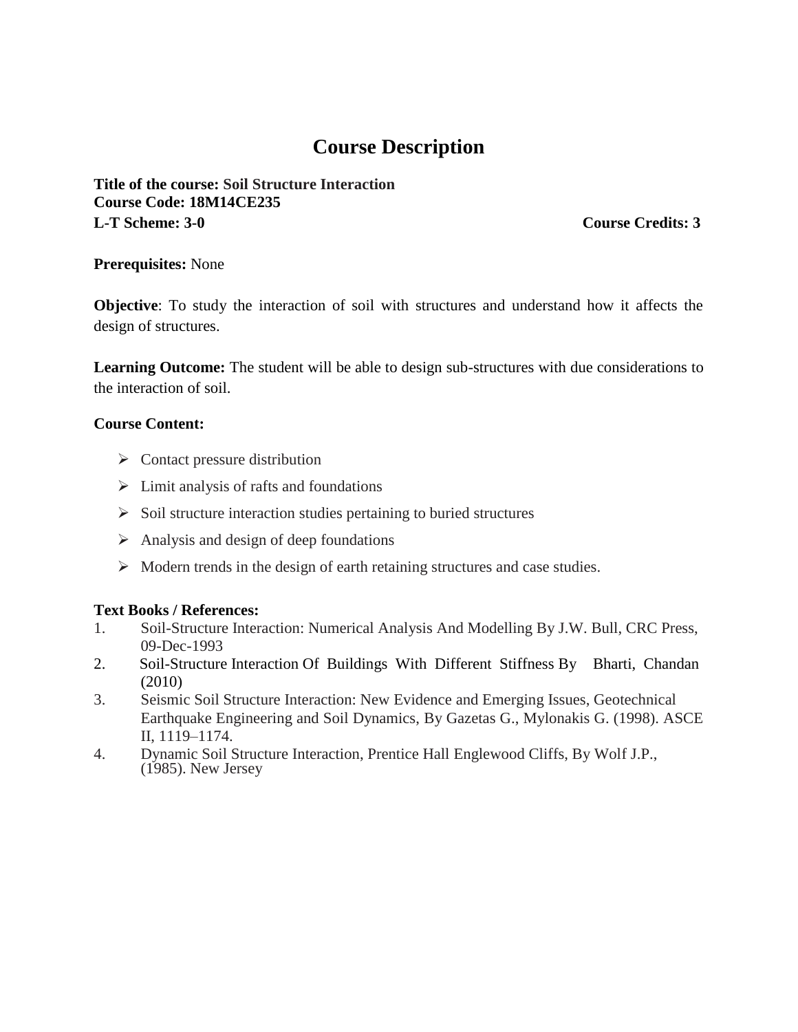# Course Description

**Title of the course: Soil Structure Interaction**
**Course Code: 18M14CE235**
**L-T Scheme: 3-0** **Course Credits: 3**

**Prerequisites:** None

**Objective**: To study the interaction of soil with structures and understand how it affects the design of structures.

**Learning Outcome:** The student will be able to design sub-structures with due considerations to the interaction of soil.

**Course Content:**

- Contact pressure distribution
- Limit analysis of rafts and foundations
- Soil structure interaction studies pertaining to buried structures
- Analysis and design of deep foundations
- Modern trends in the design of earth retaining structures and case studies.

**Text Books / References:**

1. Soil-Structure Interaction: Numerical Analysis And Modelling By J.W. Bull, CRC Press, 09-Dec-1993
2. Soil-Structure Interaction Of Buildings With Different Stiffness By Bharti, Chandan (2010)
3. Seismic Soil Structure Interaction: New Evidence and Emerging Issues, Geotechnical Earthquake Engineering and Soil Dynamics, By Gazetas G., Mylonakis G. (1998). ASCE II, 1119–1174.
4. Dynamic Soil Structure Interaction, Prentice Hall Englewood Cliffs, By Wolf J.P., (1985). New Jersey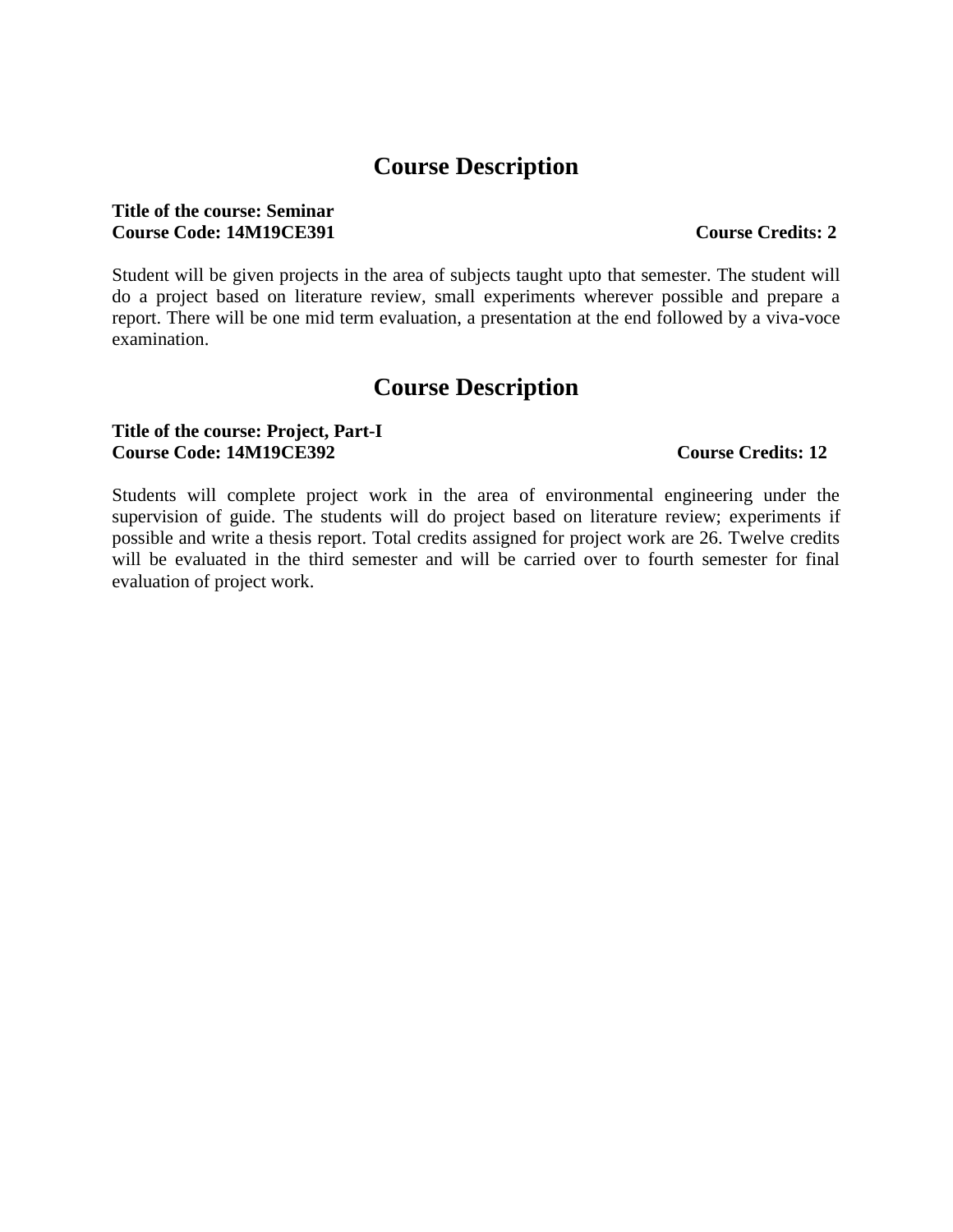# Course Description

**Title of the course: Seminar**
**Course Code: 14M19CE391** **Course Credits: 2**

Student will be given projects in the area of subjects taught upto that semester. The student will do a project based on literature review, small experiments wherever possible and prepare a report. There will be one mid term evaluation, a presentation at the end followed by a viva-voce examination.

# Course Description

**Title of the course: Project, Part-I**
**Course Code: 14M19CE392** **Course Credits: 12**

Students will complete project work in the area of environmental engineering under the supervision of guide. The students will do project based on literature review; experiments if possible and write a thesis report. Total credits assigned for project work are 26. Twelve credits will be evaluated in the third semester and will be carried over to fourth semester for final evaluation of project work.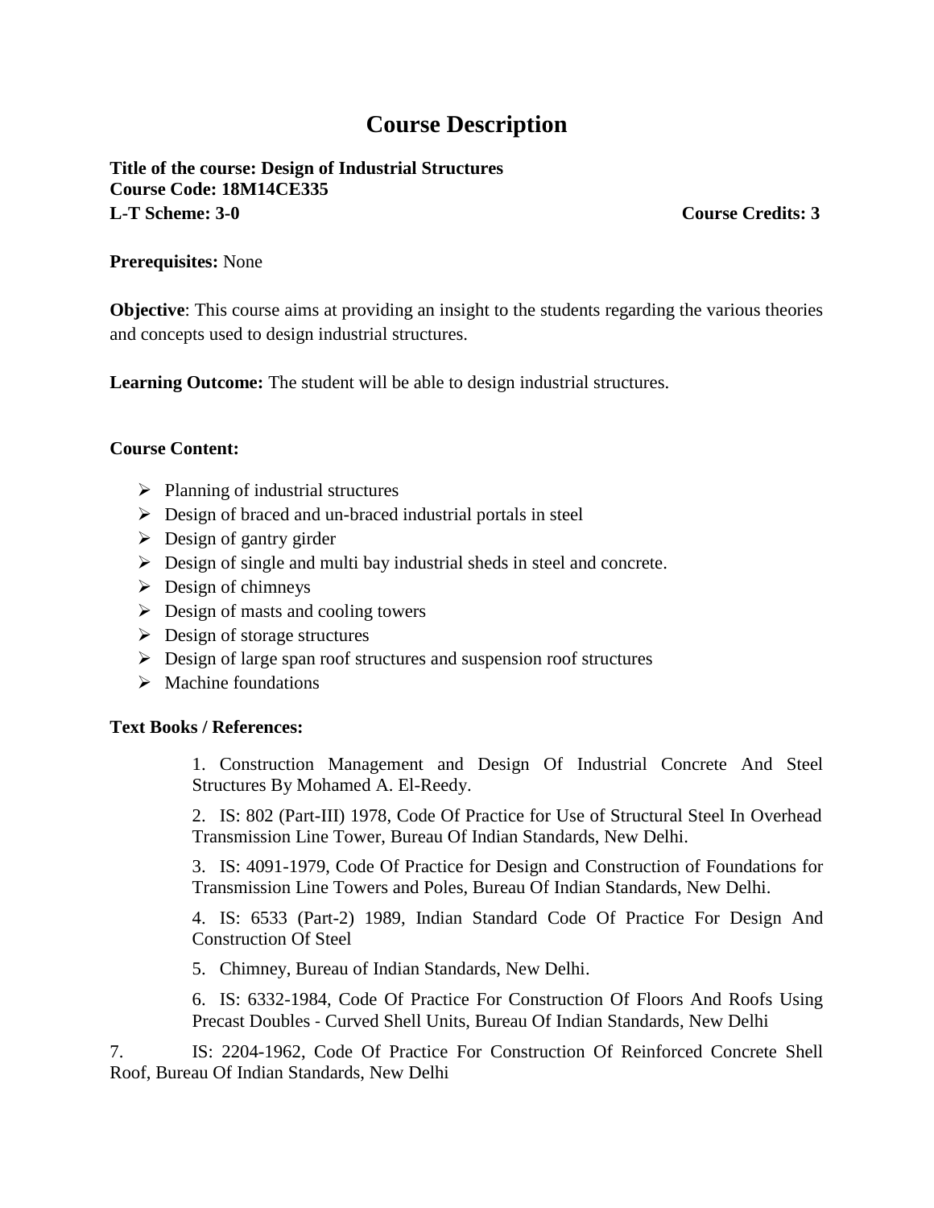# Course Description

**Title of the course: Design of Industrial Structures**
**Course Code: 18M14CE335**
**L-T Scheme: 3-0** **Course Credits: 3**

**Prerequisites:** None

**Objective**: This course aims at providing an insight to the students regarding the various theories and concepts used to design industrial structures.

**Learning Outcome:** The student will be able to design industrial structures.

**Course Content:**

- Planning of industrial structures
- Design of braced and un-braced industrial portals in steel
- Design of gantry girder
- Design of single and multi bay industrial sheds in steel and concrete.
- Design of chimneys
- Design of masts and cooling towers
- Design of storage structures
- Design of large span roof structures and suspension roof structures
- Machine foundations

**Text Books / References:**

1. Construction Management and Design Of Industrial Concrete And Steel Structures By Mohamed A. El-Reedy.
2. IS: 802 (Part-III) 1978, Code Of Practice for Use of Structural Steel In Overhead Transmission Line Tower, Bureau Of Indian Standards, New Delhi.
3. IS: 4091-1979, Code Of Practice for Design and Construction of Foundations for Transmission Line Towers and Poles, Bureau Of Indian Standards, New Delhi.
4. IS: 6533 (Part-2) 1989, Indian Standard Code Of Practice For Design And Construction Of Steel
5. Chimney, Bureau of Indian Standards, New Delhi.
6. IS: 6332-1984, Code Of Practice For Construction Of Floors And Roofs Using Precast Doubles - Curved Shell Units, Bureau Of Indian Standards, New Delhi
7. IS: 2204-1962, Code Of Practice For Construction Of Reinforced Concrete Shell Roof, Bureau Of Indian Standards, New Delhi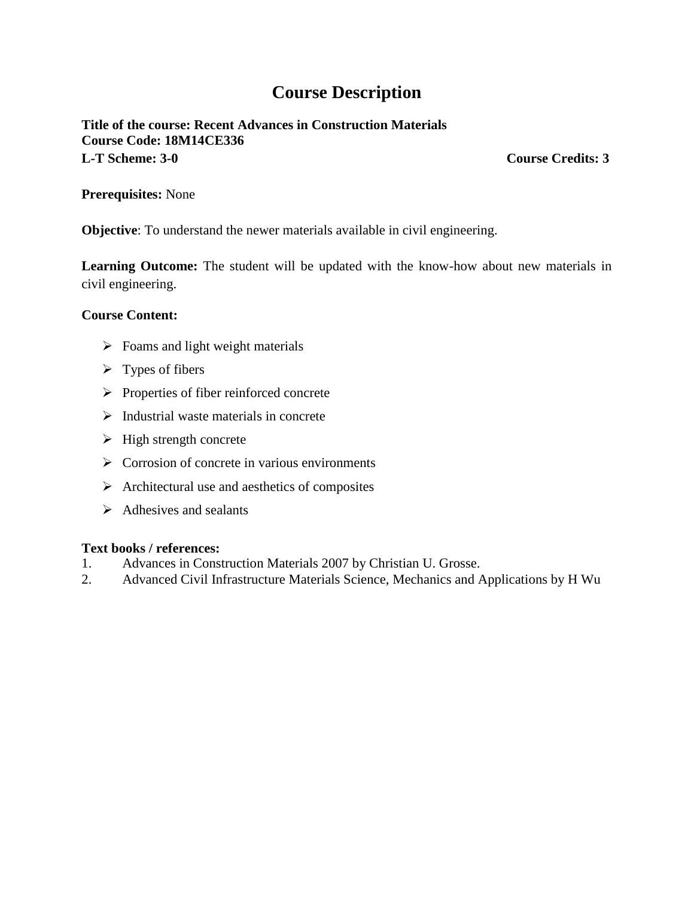# Course Description

**Title of the course: Recent Advances in Construction Materials**
**Course Code: 18M14CE336**
**L-T Scheme: 3-0** **Course Credits: 3**

**Prerequisites:** None

**Objective**: To understand the newer materials available in civil engineering.

**Learning Outcome:** The student will be updated with the know-how about new materials in civil engineering.

**Course Content:**

- Foams and light weight materials
- Types of fibers
- Properties of fiber reinforced concrete
- Industrial waste materials in concrete
- High strength concrete
- Corrosion of concrete in various environments
- Architectural use and aesthetics of composites
- Adhesives and sealants

**Text books / references:**

1. Advances in Construction Materials 2007 by Christian U. Grosse.
2. Advanced Civil Infrastructure Materials Science, Mechanics and Applications by H Wu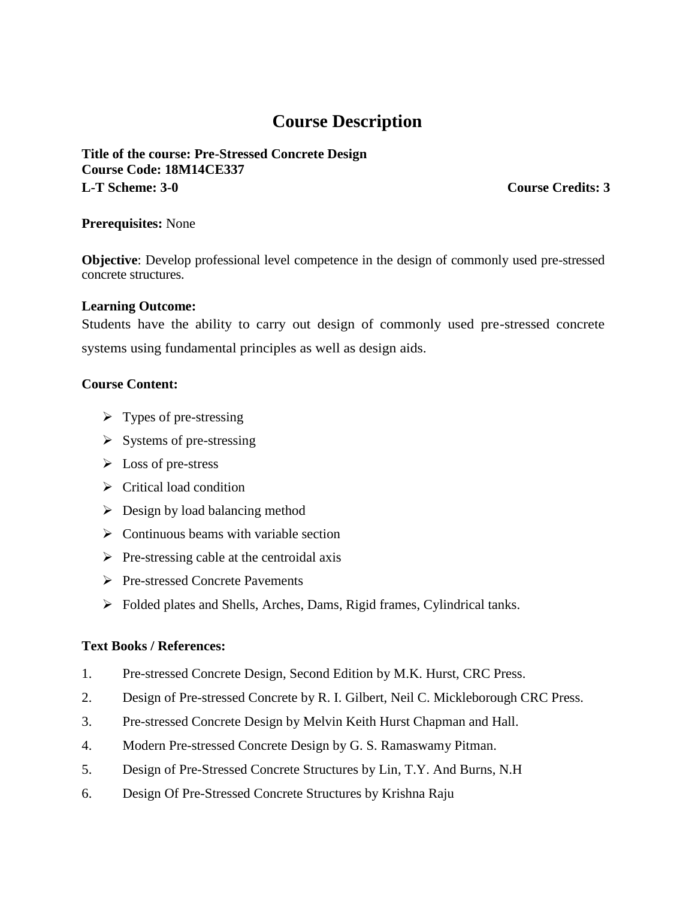# Course Description

**Title of the course: Pre-Stressed Concrete Design**
**Course Code: 18M14CE337**
**L-T Scheme: 3-0** **Course Credits: 3**

**Prerequisites:** None

**Objective**: Develop professional level competence in the design of commonly used pre-stressed concrete structures.

**Learning Outcome:**

Students have the ability to carry out design of commonly used pre-stressed concrete systems using fundamental principles as well as design aids.

**Course Content:**

- Types of pre-stressing
- Systems of pre-stressing
- Loss of pre-stress
- Critical load condition
- Design by load balancing method
- Continuous beams with variable section
- Pre-stressing cable at the centroidal axis
- Pre-stressed Concrete Pavements
- Folded plates and Shells, Arches, Dams, Rigid frames, Cylindrical tanks.

**Text Books / References:**

1. Pre-stressed Concrete Design, Second Edition by M.K. Hurst, CRC Press.
2. Design of Pre-stressed Concrete by R. I. Gilbert, Neil C. Mickleborough CRC Press.
3. Pre-stressed Concrete Design by Melvin Keith Hurst Chapman and Hall.
4. Modern Pre-stressed Concrete Design by G. S. Ramaswamy Pitman.
5. Design of Pre-Stressed Concrete Structures by Lin, T.Y. And Burns, N.H
6. Design Of Pre-Stressed Concrete Structures by Krishna Raju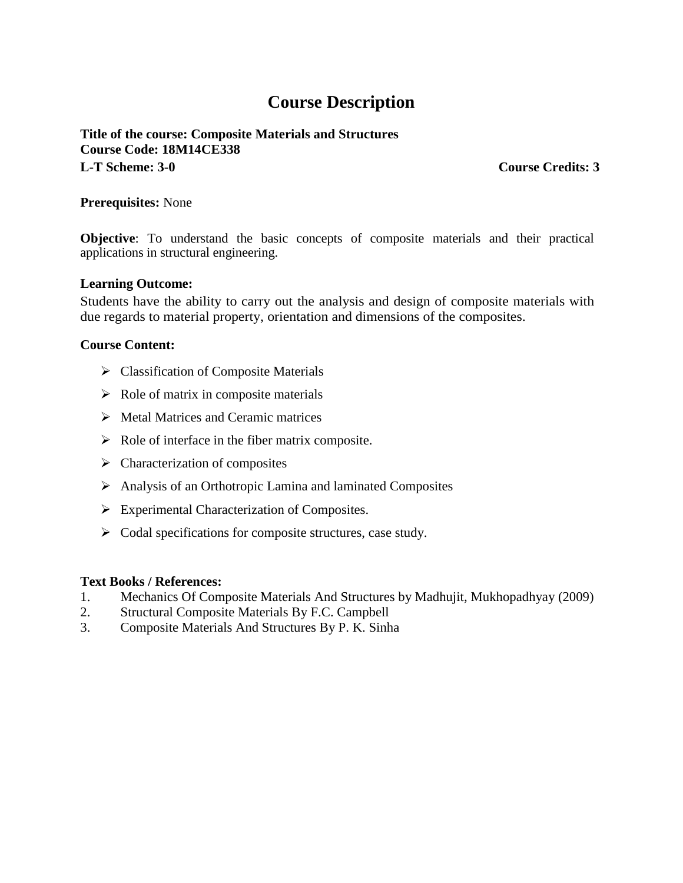# Course Description

**Title of the course: Composite Materials and Structures**
**Course Code: 18M14CE338**
**L-T Scheme: 3-0** **Course Credits: 3**

**Prerequisites:** None

**Objective**: To understand the basic concepts of composite materials and their practical applications in structural engineering.

**Learning Outcome:**

Students have the ability to carry out the analysis and design of composite materials with due regards to material property, orientation and dimensions of the composites.

**Course Content:**

- Classification of Composite Materials
- Role of matrix in composite materials
- Metal Matrices and Ceramic matrices
- Role of interface in the fiber matrix composite.
- Characterization of composites
- Analysis of an Orthotropic Lamina and laminated Composites
- Experimental Characterization of Composites.
- Codal specifications for composite structures, case study.

**Text Books / References:**

1. Mechanics Of Composite Materials And Structures by Madhujit, Mukhopadhyay (2009)
2. Structural Composite Materials By F.C. Campbell
3. Composite Materials And Structures By P. K. Sinha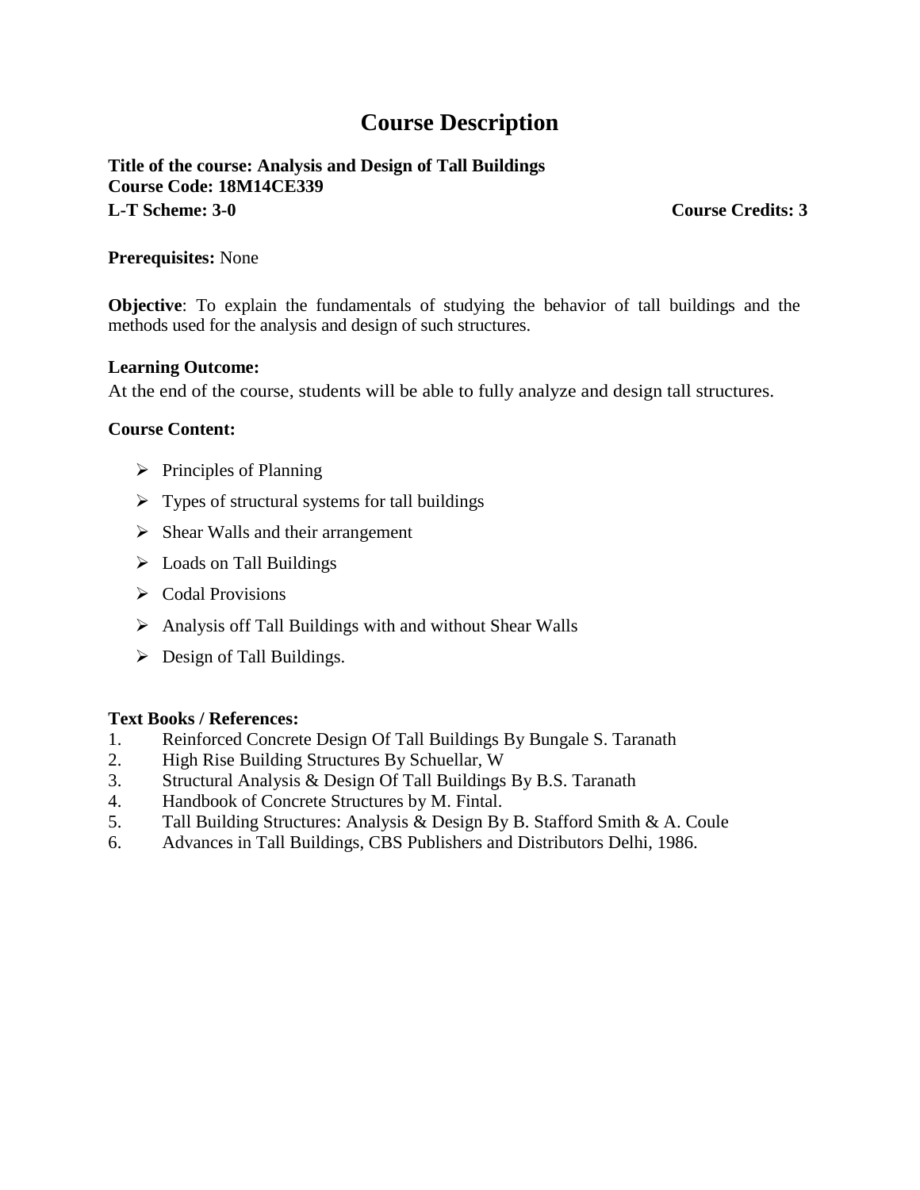# Course Description

**Title of the course: Analysis and Design of Tall Buildings**
**Course Code: 18M14CE339**
**L-T Scheme: 3-0** **Course Credits: 3**

**Prerequisites:** None

**Objective**: To explain the fundamentals of studying the behavior of tall buildings and the methods used for the analysis and design of such structures.

**Learning Outcome:**
At the end of the course, students will be able to fully analyze and design tall structures.

**Course Content:**

- Principles of Planning
- Types of structural systems for tall buildings
- Shear Walls and their arrangement
- Loads on Tall Buildings
- Codal Provisions
- Analysis off Tall Buildings with and without Shear Walls
- Design of Tall Buildings.

**Text Books / References:**

1. Reinforced Concrete Design Of Tall Buildings By Bungale S. Taranath
2. High Rise Building Structures By Schuellar, W
3. Structural Analysis & Design Of Tall Buildings By B.S. Taranath
4. Handbook of Concrete Structures by M. Fintal.
5. Tall Building Structures: Analysis & Design By B. Stafford Smith & A. Coule
6. Advances in Tall Buildings, CBS Publishers and Distributors Delhi, 1986.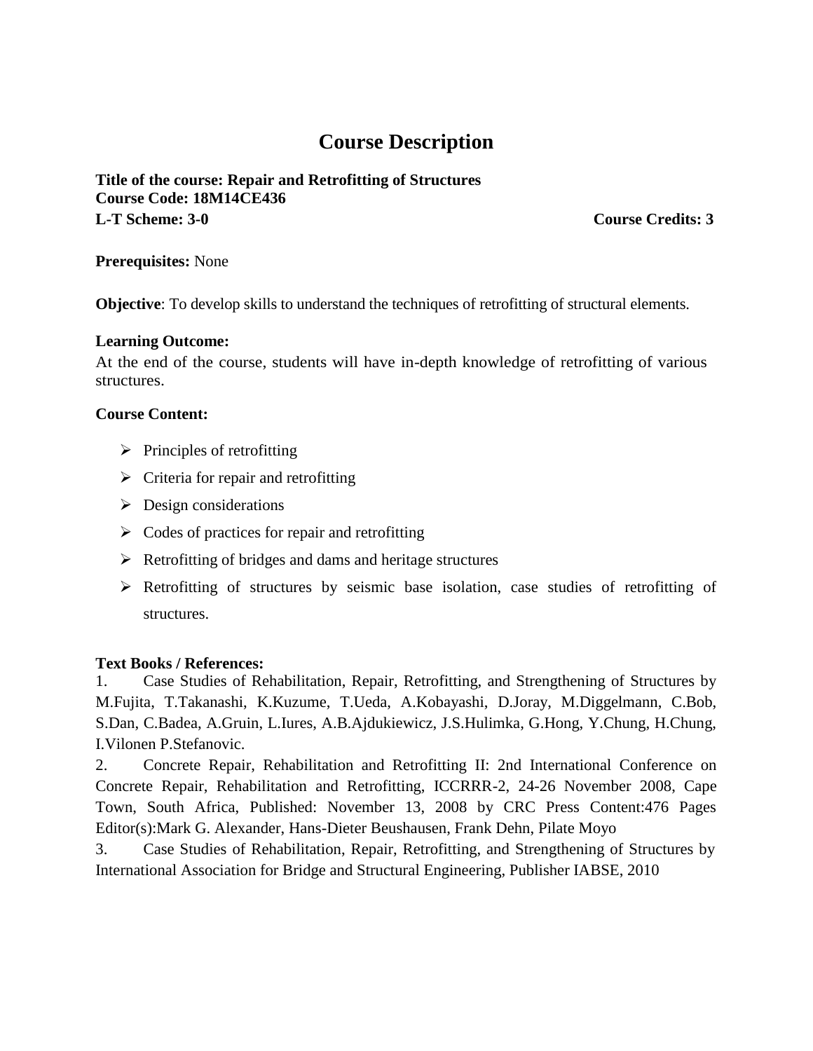# Course Description

**Title of the course: Repair and Retrofitting of Structures**
**Course Code: 18M14CE436**
**L-T Scheme: 3-0** **Course Credits: 3**

**Prerequisites:** None

**Objective**: To develop skills to understand the techniques of retrofitting of structural elements.

**Learning Outcome:**
At the end of the course, students will have in-depth knowledge of retrofitting of various structures.

**Course Content:**

- Principles of retrofitting
- Criteria for repair and retrofitting
- Design considerations
- Codes of practices for repair and retrofitting
- Retrofitting of bridges and dams and heritage structures
- Retrofitting of structures by seismic base isolation, case studies of retrofitting of structures.

**Text Books / References:**

1. Case Studies of Rehabilitation, Repair, Retrofitting, and Strengthening of Structures by M.Fujita, T.Takanashi, K.Kuzume, T.Ueda, A.Kobayashi, D.Joray, M.Diggelmann, C.Bob, S.Dan, C.Badea, A.Gruin, L.Iures, A.B.Ajdukiewicz, J.S.Hulimka, G.Hong, Y.Chung, H.Chung, I.Vilonen P.Stefanovic.
2. Concrete Repair, Rehabilitation and Retrofitting II: 2nd International Conference on Concrete Repair, Rehabilitation and Retrofitting, ICCRRR-2, 24-26 November 2008, Cape Town, South Africa, Published: November 13, 2008 by CRC Press Content:476 Pages Editor(s):Mark G. Alexander, Hans-Dieter Beushausen, Frank Dehn, Pilate Moyo
3. Case Studies of Rehabilitation, Repair, Retrofitting, and Strengthening of Structures by International Association for Bridge and Structural Engineering, Publisher IABSE, 2010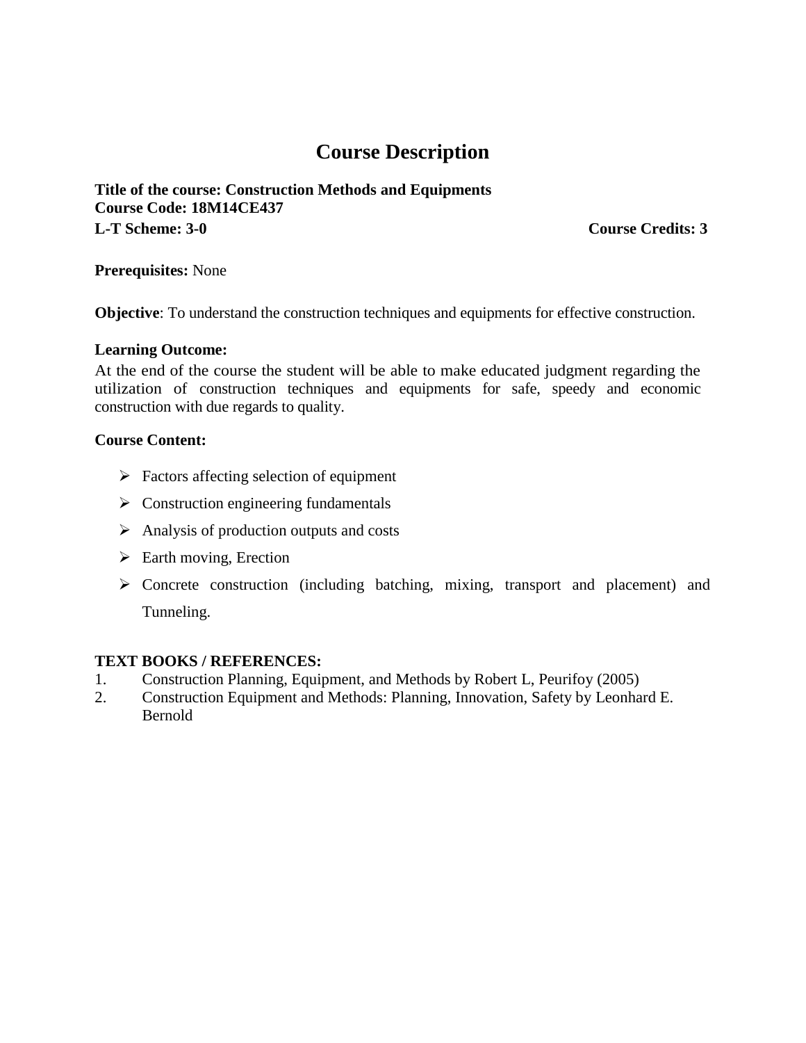# Course Description

**Title of the course: Construction Methods and Equipments**
**Course Code: 18M14CE437**
**L-T Scheme: 3-0** **Course Credits: 3**

**Prerequisites:** None

**Objective**: To understand the construction techniques and equipments for effective construction.

**Learning Outcome:**
At the end of the course the student will be able to make educated judgment regarding the utilization of construction techniques and equipments for safe, speedy and economic construction with due regards to quality.

**Course Content:**

- Factors affecting selection of equipment
- Construction engineering fundamentals
- Analysis of production outputs and costs
- Earth moving, Erection
- Concrete construction (including batching, mixing, transport and placement) and Tunneling.

**TEXT BOOKS / REFERENCES:**

1. Construction Planning, Equipment, and Methods by Robert L, Peurifoy (2005)
2. Construction Equipment and Methods: Planning, Innovation, Safety by Leonhard E. Bernold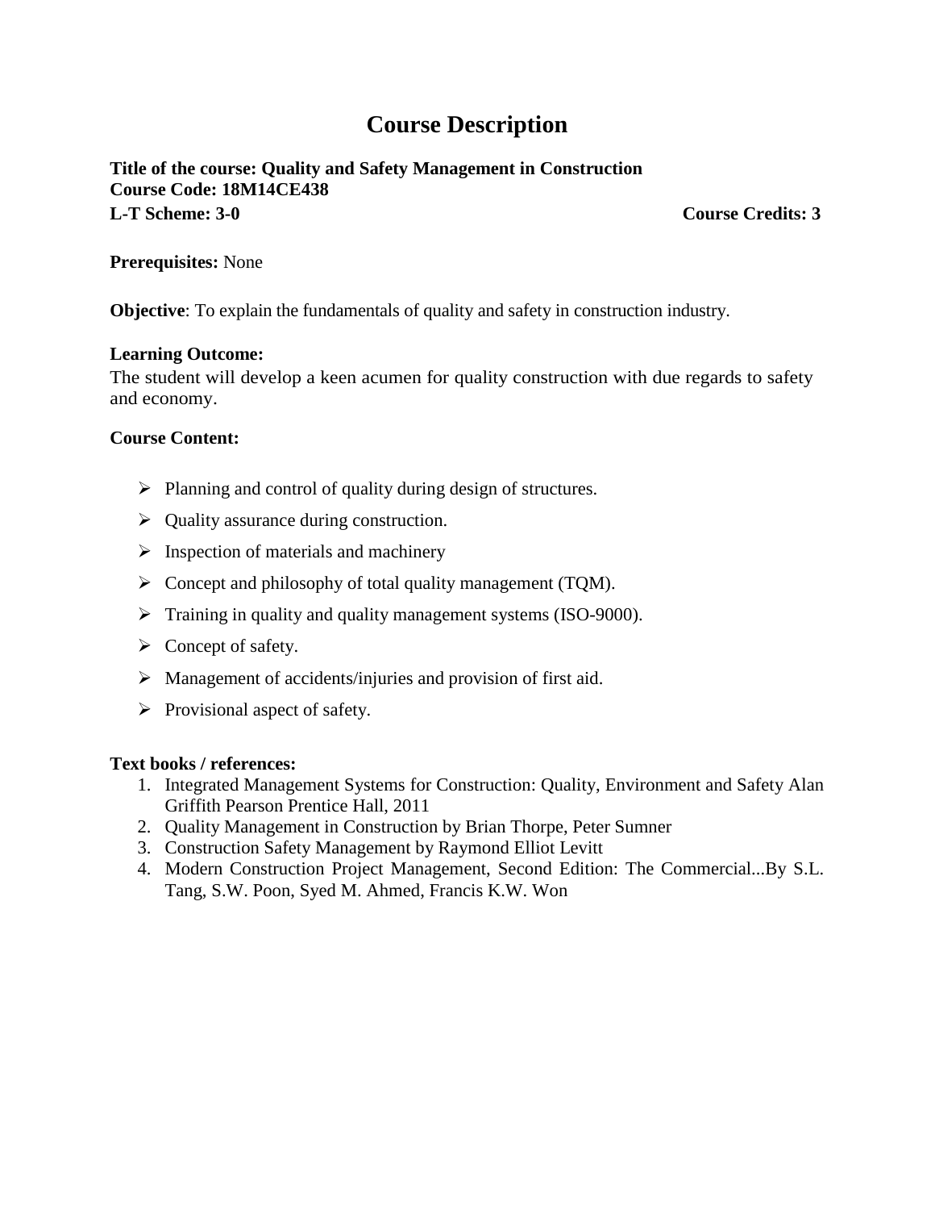# Course Description

**Title of the course: Quality and Safety Management in Construction**
**Course Code: 18M14CE438**
**L-T Scheme: 3-0** **Course Credits: 3**

**Prerequisites:** None

**Objective**: To explain the fundamentals of quality and safety in construction industry.

**Learning Outcome:**
The student will develop a keen acumen for quality construction with due regards to safety and economy.

**Course Content:**

- Planning and control of quality during design of structures.
- Quality assurance during construction.
- Inspection of materials and machinery
- Concept and philosophy of total quality management (TQM).
- Training in quality and quality management systems (ISO-9000).
- Concept of safety.
- Management of accidents/injuries and provision of first aid.
- Provisional aspect of safety.

**Text books / references:**

1. Integrated Management Systems for Construction: Quality, Environment and Safety Alan Griffith Pearson Prentice Hall, 2011
2. Quality Management in Construction by Brian Thorpe, Peter Sumner
3. Construction Safety Management by Raymond Elliot Levitt
4. Modern Construction Project Management, Second Edition: The Commercial...By S.L. Tang, S.W. Poon, Syed M. Ahmed, Francis K.W. Won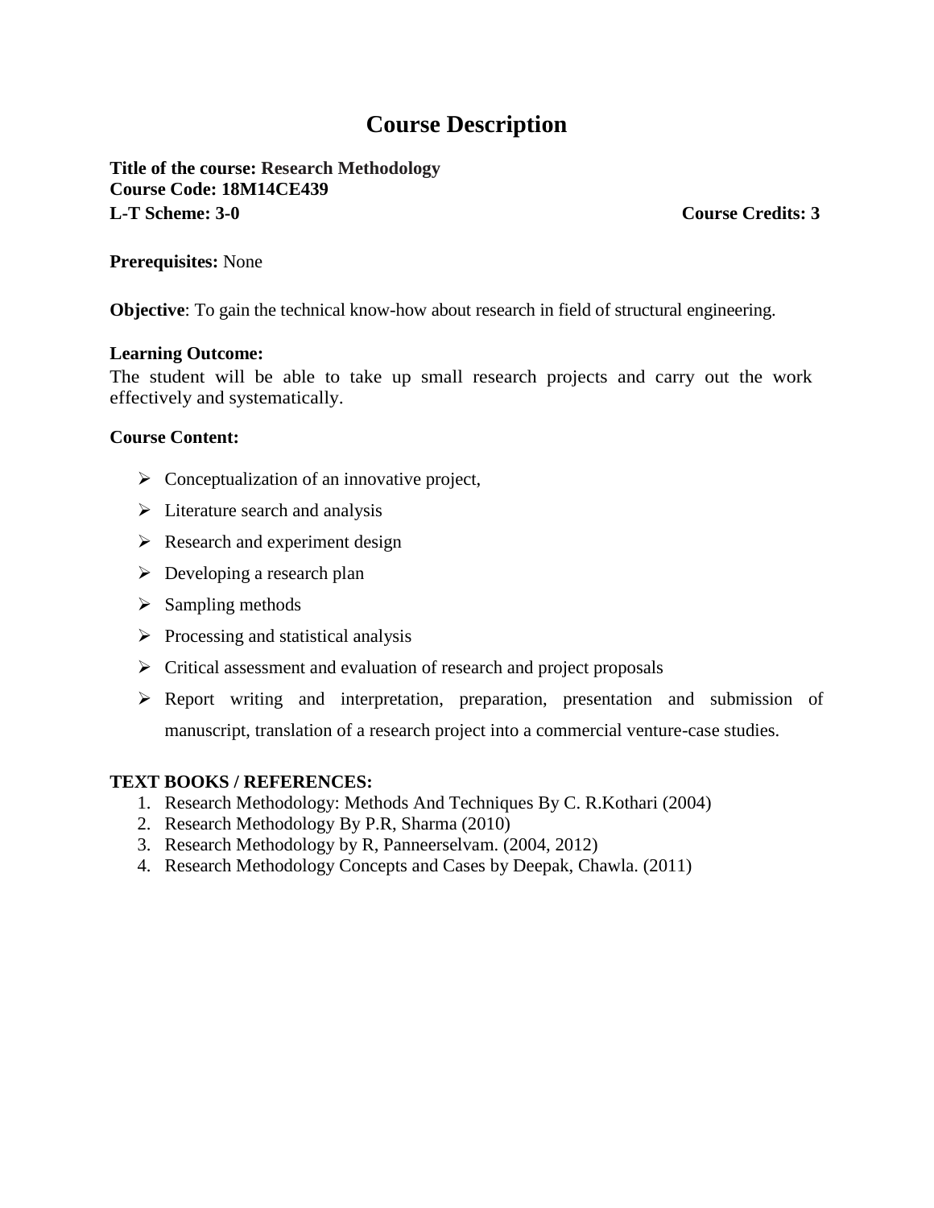# Course Description

**Title of the course: Research Methodology**
**Course Code: 18M14CE439**
**L-T Scheme: 3-0** **Course Credits: 3**

**Prerequisites:** None

**Objective**: To gain the technical know-how about research in field of structural engineering.

**Learning Outcome:**
The student will be able to take up small research projects and carry out the work effectively and systematically.

**Course Content:**

- Conceptualization of an innovative project,
- Literature search and analysis
- Research and experiment design
- Developing a research plan
- Sampling methods
- Processing and statistical analysis
- Critical assessment and evaluation of research and project proposals
- Report writing and interpretation, preparation, presentation and submission of manuscript, translation of a research project into a commercial venture-case studies.

**TEXT BOOKS / REFERENCES:**

1. Research Methodology: Methods And Techniques By C. R.Kothari (2004)
2. Research Methodology By P.R, Sharma (2010)
3. Research Methodology by R, Panneerselvam. (2004, 2012)
4. Research Methodology Concepts and Cases by Deepak, Chawla. (2011)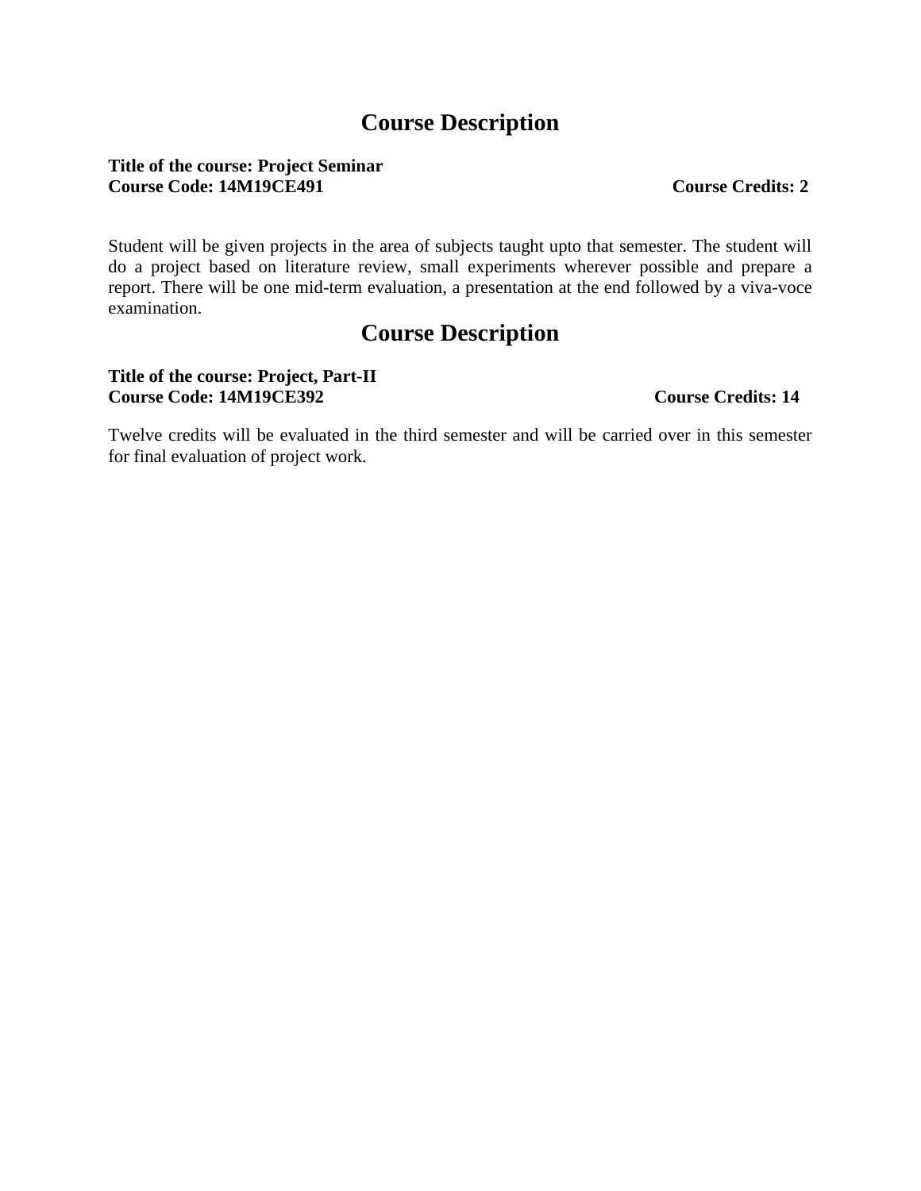# Course Description

**Title of the course: Project Seminar**
**Course Code: 14M19CE491** **Course Credits: 2**

Student will be given projects in the area of subjects taught upto that semester. The student will do a project based on literature review, small experiments wherever possible and prepare a report. There will be one mid-term evaluation, a presentation at the end followed by a viva-voce examination.

# Course Description

**Title of the course: Project, Part-II**
**Course Code: 14M19CE392** **Course Credits: 14**

Twelve credits will be evaluated in the third semester and will be carried over in this semester for final evaluation of project work.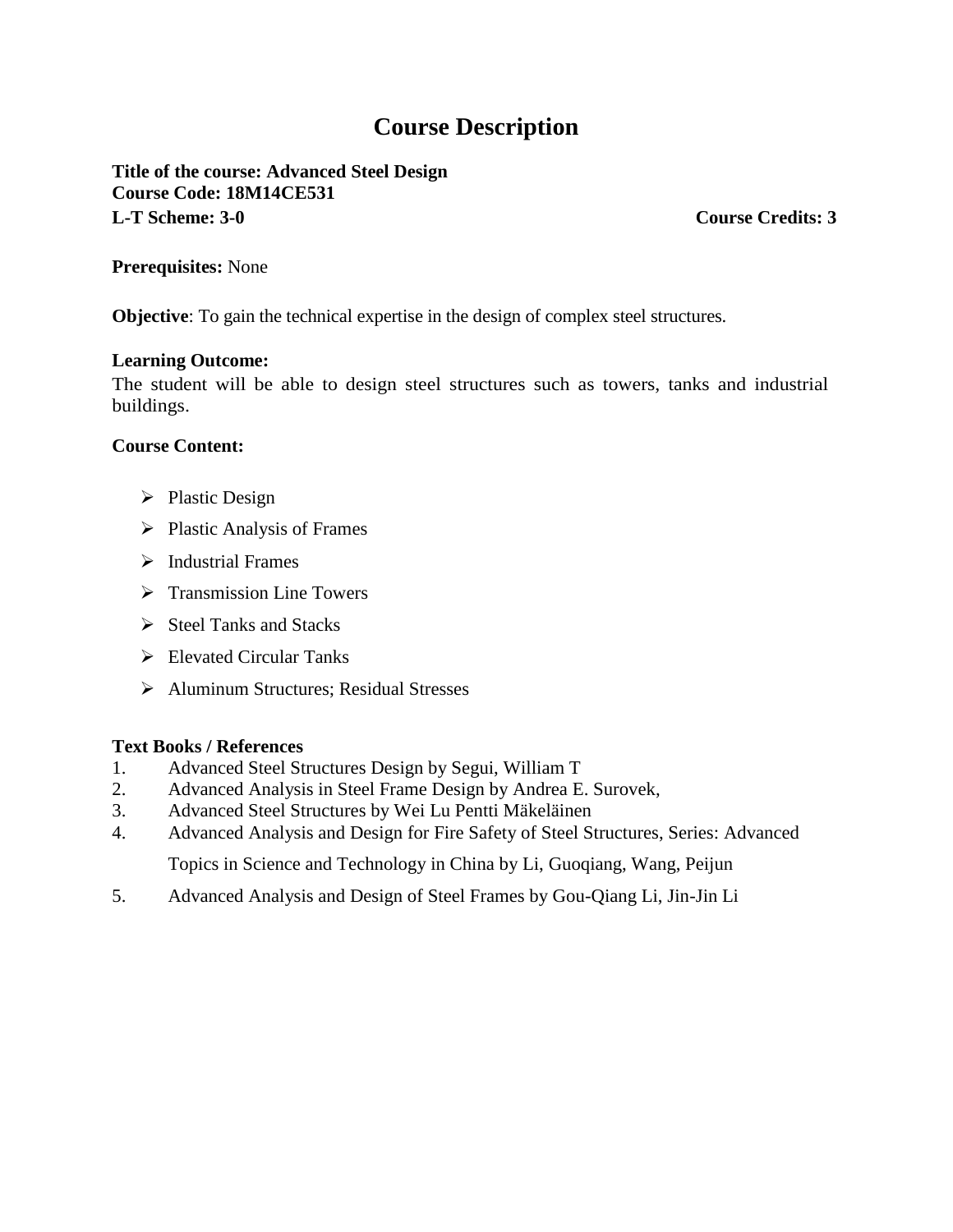# Course Description

**Title of the course: Advanced Steel Design**
**Course Code: 18M14CE531**
**L-T Scheme: 3-0** **Course Credits: 3**

**Prerequisites:** None

**Objective**: To gain the technical expertise in the design of complex steel structures.

**Learning Outcome:**
The student will be able to design steel structures such as towers, tanks and industrial buildings.

**Course Content:**

- Plastic Design
- Plastic Analysis of Frames
- Industrial Frames
- Transmission Line Towers
- Steel Tanks and Stacks
- Elevated Circular Tanks
- Aluminum Structures; Residual Stresses

**Text Books / References**

1. Advanced Steel Structures Design by Segui, William T
2. Advanced Analysis in Steel Frame Design by Andrea E. Surovek,
3. Advanced Steel Structures by Wei Lu Pentti Mäkeläinen
4. Advanced Analysis and Design for Fire Safety of Steel Structures, Series: Advanced Topics in Science and Technology in China by Li, Guoqiang, Wang, Peijun
5. Advanced Analysis and Design of Steel Frames by Gou-Qiang Li, Jin-Jin Li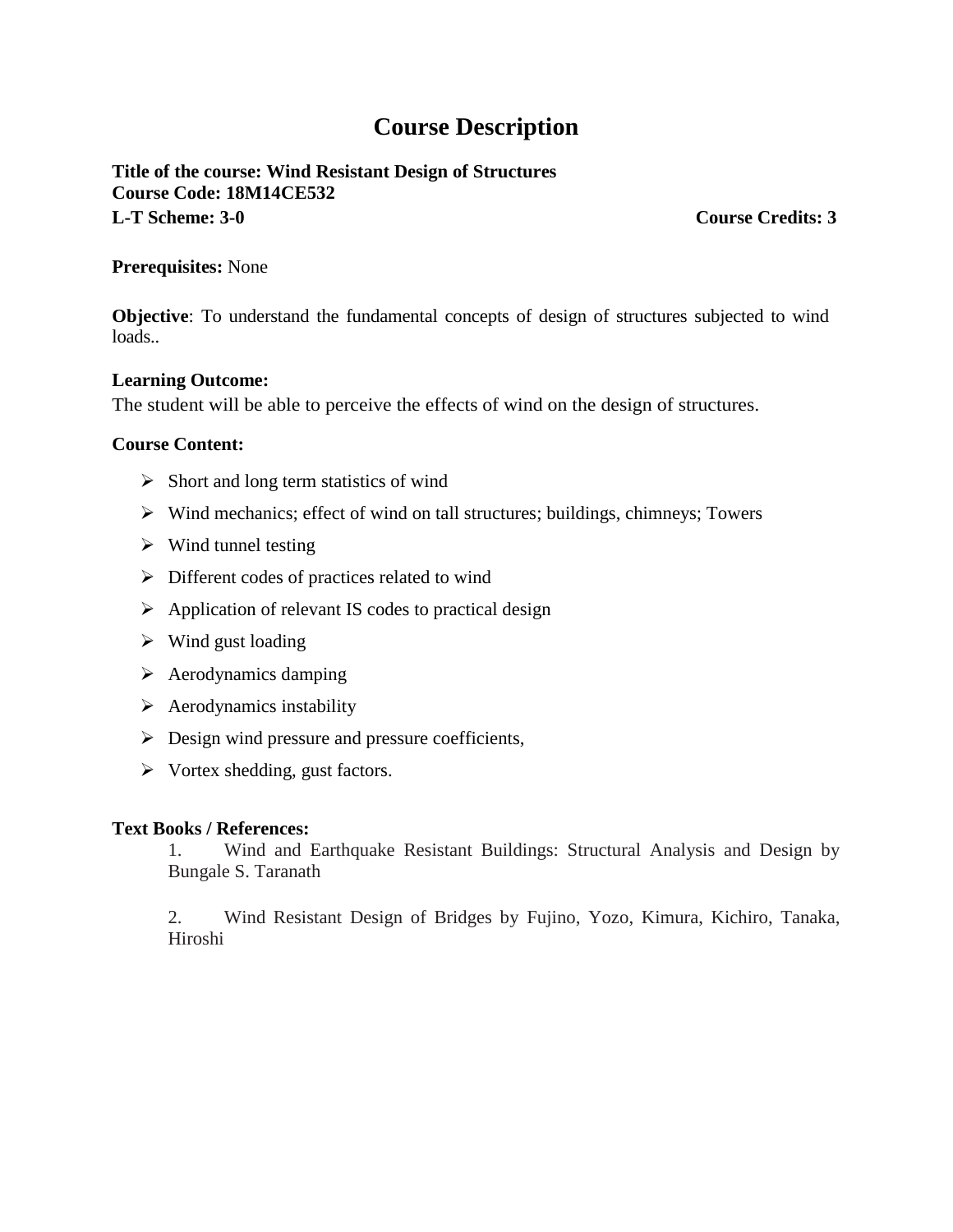# Course Description

**Title of the course: Wind Resistant Design of Structures**
**Course Code: 18M14CE532**
**L-T Scheme: 3-0** **Course Credits: 3**

**Prerequisites:** None

**Objective**: To understand the fundamental concepts of design of structures subjected to wind loads..

**Learning Outcome:**
The student will be able to perceive the effects of wind on the design of structures.

**Course Content:**

- Short and long term statistics of wind
- Wind mechanics; effect of wind on tall structures; buildings, chimneys; Towers
- Wind tunnel testing
- Different codes of practices related to wind
- Application of relevant IS codes to practical design
- Wind gust loading
- Aerodynamics damping
- Aerodynamics instability
- Design wind pressure and pressure coefficients,
- Vortex shedding, gust factors.

**Text Books / References:**

1. Wind and Earthquake Resistant Buildings: Structural Analysis and Design by Bungale S. Taranath
2. Wind Resistant Design of Bridges by Fujino, Yozo, Kimura, Kichiro, Tanaka, Hiroshi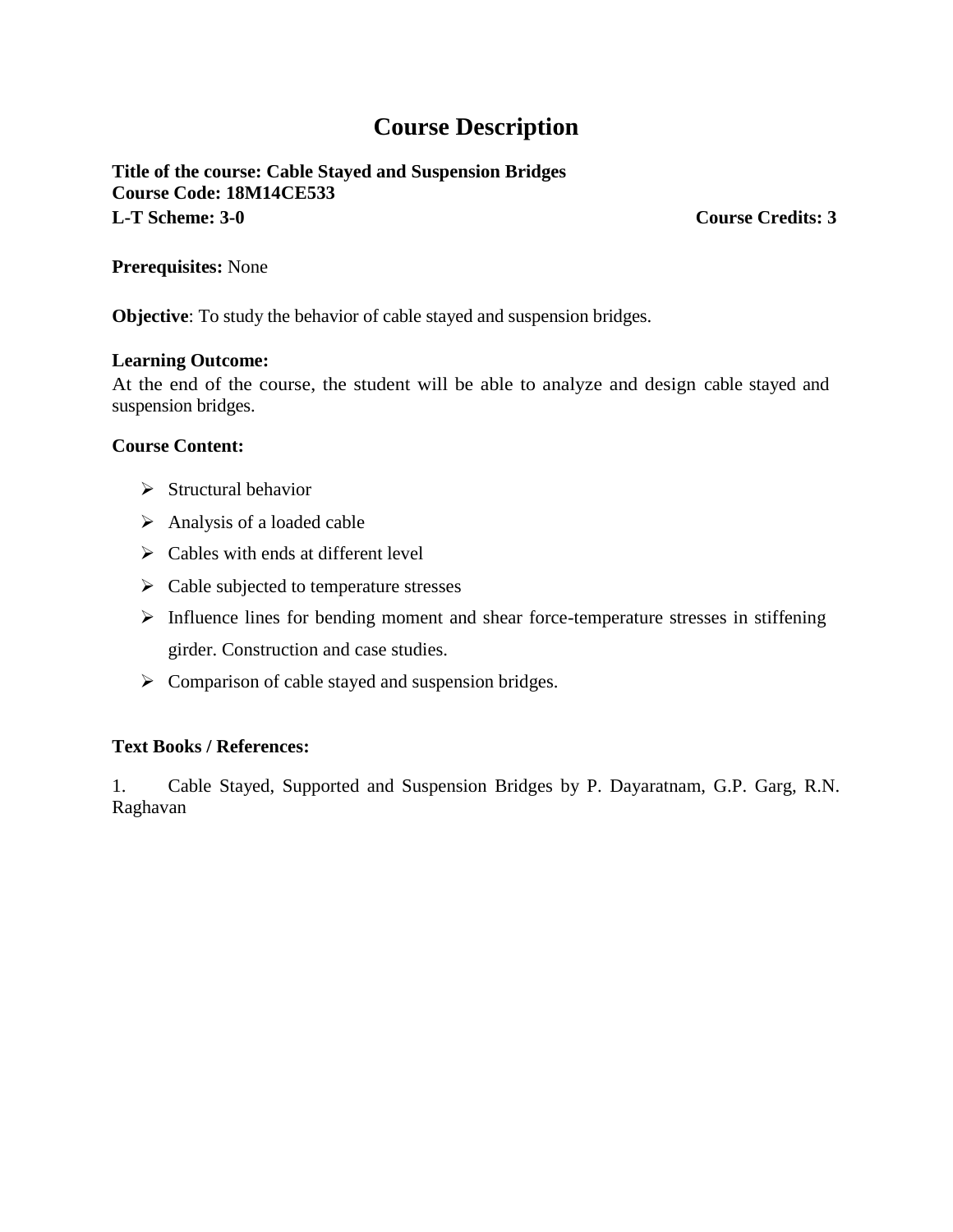# Course Description

**Title of the course: Cable Stayed and Suspension Bridges**
**Course Code: 18M14CE533**
**L-T Scheme: 3-0** **Course Credits: 3**

**Prerequisites:** None

**Objective**: To study the behavior of cable stayed and suspension bridges.

**Learning Outcome:**
At the end of the course, the student will be able to analyze and design cable stayed and suspension bridges.

**Course Content:**

- Structural behavior
- Analysis of a loaded cable
- Cables with ends at different level
- Cable subjected to temperature stresses
- Influence lines for bending moment and shear force-temperature stresses in stiffening girder. Construction and case studies.
- Comparison of cable stayed and suspension bridges.

**Text Books / References:**

1. Cable Stayed, Supported and Suspension Bridges by P. Dayaratnam, G.P. Garg, R.N. Raghavan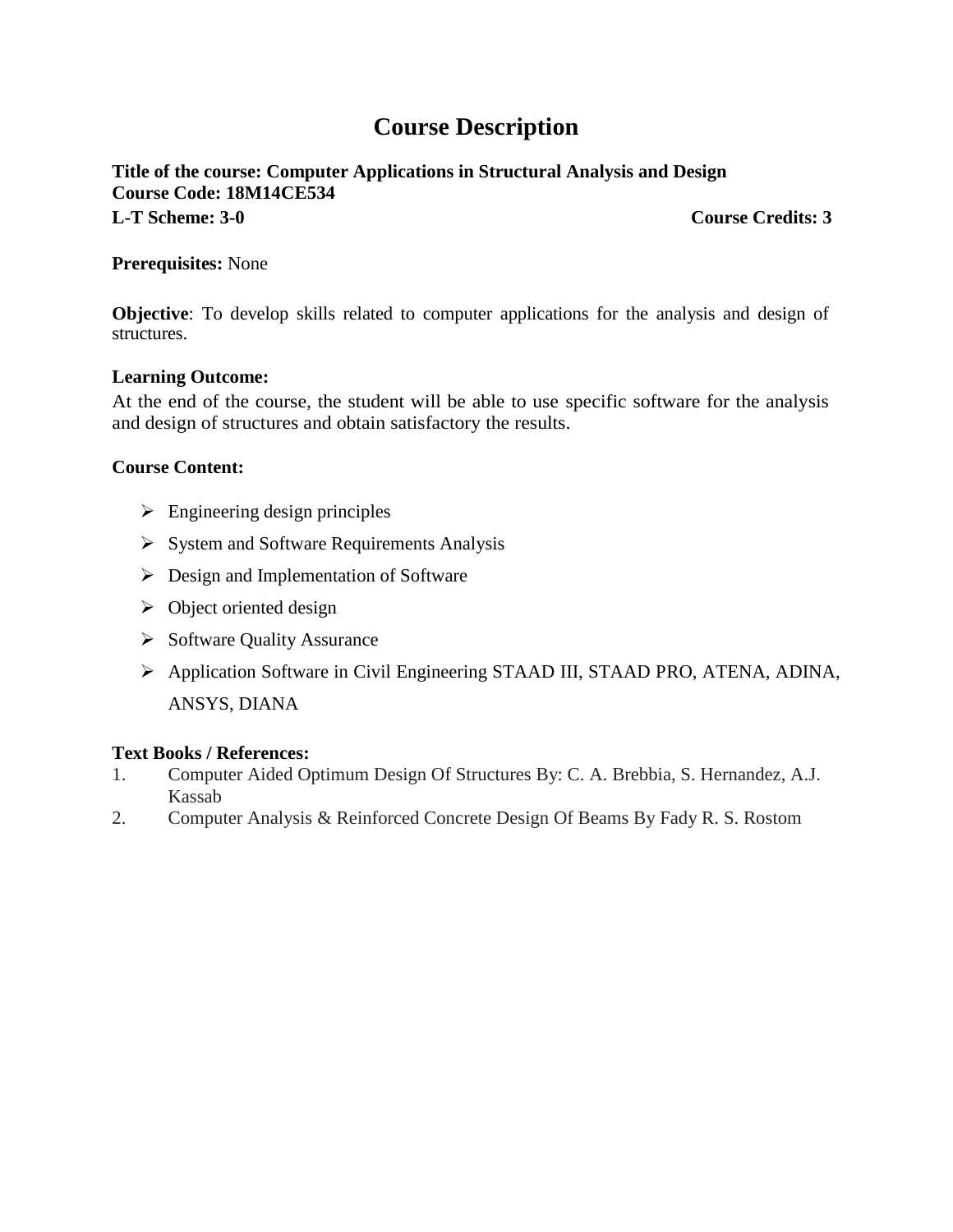# Course Description

**Title of the course: Computer Applications in Structural Analysis and Design**
**Course Code: 18M14CE534**
**L-T Scheme: 3-0** **Course Credits: 3**

**Prerequisites:** None

**Objective**: To develop skills related to computer applications for the analysis and design of structures.

**Learning Outcome:**

At the end of the course, the student will be able to use specific software for the analysis and design of structures and obtain satisfactory the results.

**Course Content:**

- Engineering design principles
- System and Software Requirements Analysis
- Design and Implementation of Software
- Object oriented design
- Software Quality Assurance
- Application Software in Civil Engineering STAAD III, STAAD PRO, ATENA, ADINA, ANSYS, DIANA

**Text Books / References:**

1. Computer Aided Optimum Design Of Structures By: C. A. Brebbia, S. Hernandez, A.J. Kassab
2. Computer Analysis & Reinforced Concrete Design Of Beams By Fady R. S. Rostom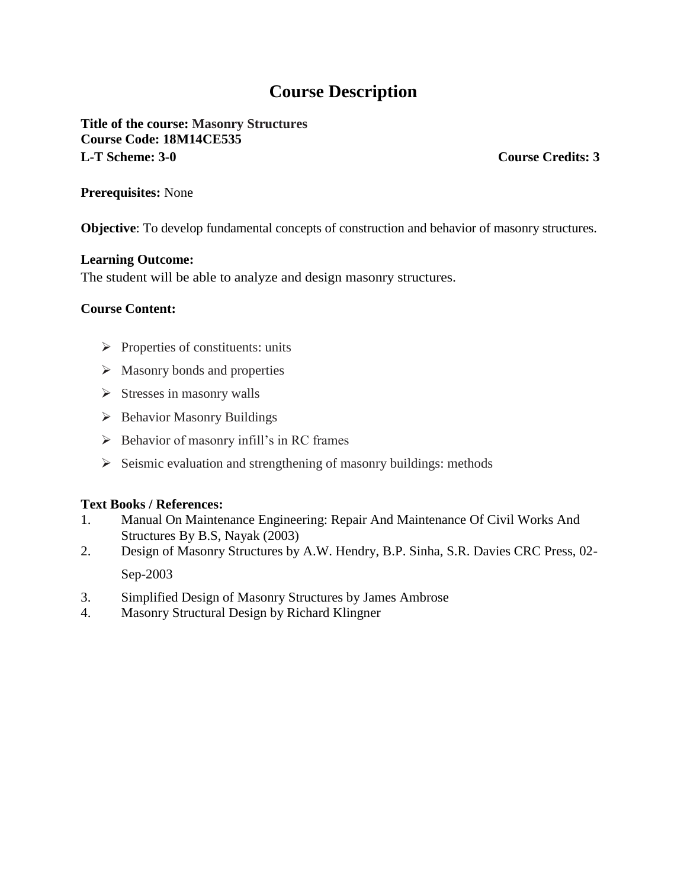# Course Description

**Title of the course: Masonry Structures**
**Course Code: 18M14CE535**
**L-T Scheme: 3-0** **Course Credits: 3**

**Prerequisites:** None

**Objective**: To develop fundamental concepts of construction and behavior of masonry structures.

**Learning Outcome:**
The student will be able to analyze and design masonry structures.

**Course Content:**

- Properties of constituents: units
- Masonry bonds and properties
- Stresses in masonry walls
- Behavior Masonry Buildings
- Behavior of masonry infill's in RC frames
- Seismic evaluation and strengthening of masonry buildings: methods

**Text Books / References:**

1. Manual On Maintenance Engineering: Repair And Maintenance Of Civil Works And Structures By B.S, Nayak (2003)
2. Design of Masonry Structures by A.W. Hendry, B.P. Sinha, S.R. Davies CRC Press, 02-Sep-2003
3. Simplified Design of Masonry Structures by James Ambrose
4. Masonry Structural Design by Richard Klingner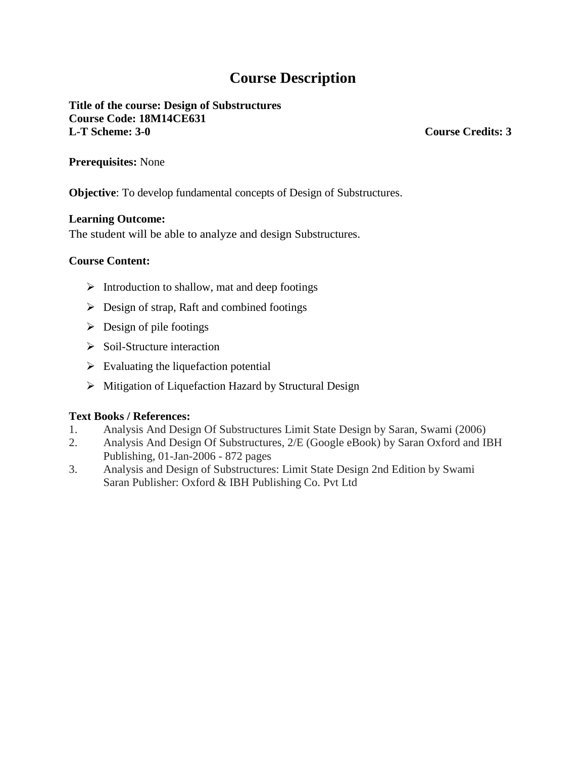# Course Description

**Title of the course: Design of Substructures**
**Course Code: 18M14CE631**
**L-T Scheme: 3-0** **Course Credits: 3**

**Prerequisites:** None

**Objective**: To develop fundamental concepts of Design of Substructures.

**Learning Outcome:**
The student will be able to analyze and design Substructures.

**Course Content:**

- Introduction to shallow, mat and deep footings
- Design of strap, Raft and combined footings
- Design of pile footings
- Soil-Structure interaction
- Evaluating the liquefaction potential
- Mitigation of Liquefaction Hazard by Structural Design

**Text Books / References:**

1. Analysis And Design Of Substructures Limit State Design by Saran, Swami (2006)
2. Analysis And Design Of Substructures, 2/E (Google eBook) by Saran Oxford and IBH Publishing, 01-Jan-2006 - 872 pages
3. Analysis and Design of Substructures: Limit State Design 2nd Edition by Swami Saran Publisher: Oxford & IBH Publishing Co. Pvt Ltd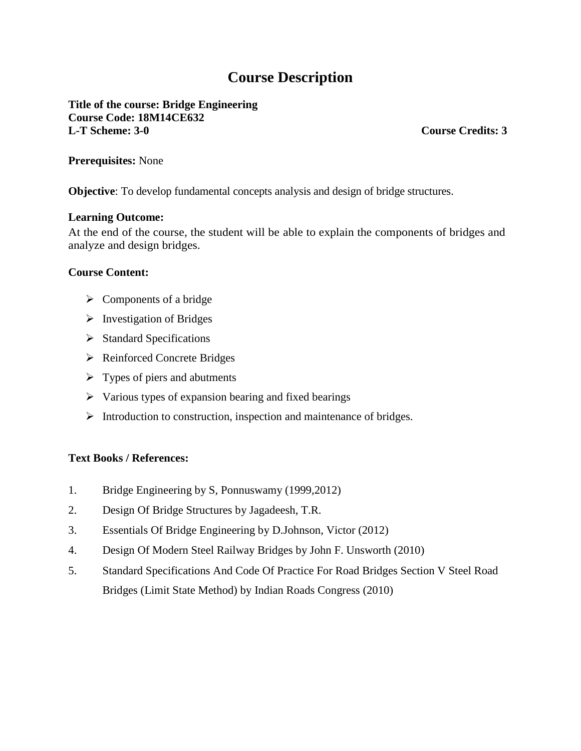# Course Description

**Title of the course: Bridge Engineering**
**Course Code: 18M14CE632**
**L-T Scheme: 3-0** **Course Credits: 3**

**Prerequisites:** None

**Objective**: To develop fundamental concepts analysis and design of bridge structures.

**Learning Outcome:**
At the end of the course, the student will be able to explain the components of bridges and analyze and design bridges.

**Course Content:**

- Components of a bridge
- Investigation of Bridges
- Standard Specifications
- Reinforced Concrete Bridges
- Types of piers and abutments
- Various types of expansion bearing and fixed bearings
- Introduction to construction, inspection and maintenance of bridges.

**Text Books / References:**

1. Bridge Engineering by S, Ponnuswamy (1999,2012)
2. Design Of Bridge Structures by Jagadeesh, T.R.
3. Essentials Of Bridge Engineering by D.Johnson, Victor (2012)
4. Design Of Modern Steel Railway Bridges by John F. Unsworth (2010)
5. Standard Specifications And Code Of Practice For Road Bridges Section V Steel Road Bridges (Limit State Method) by Indian Roads Congress (2010)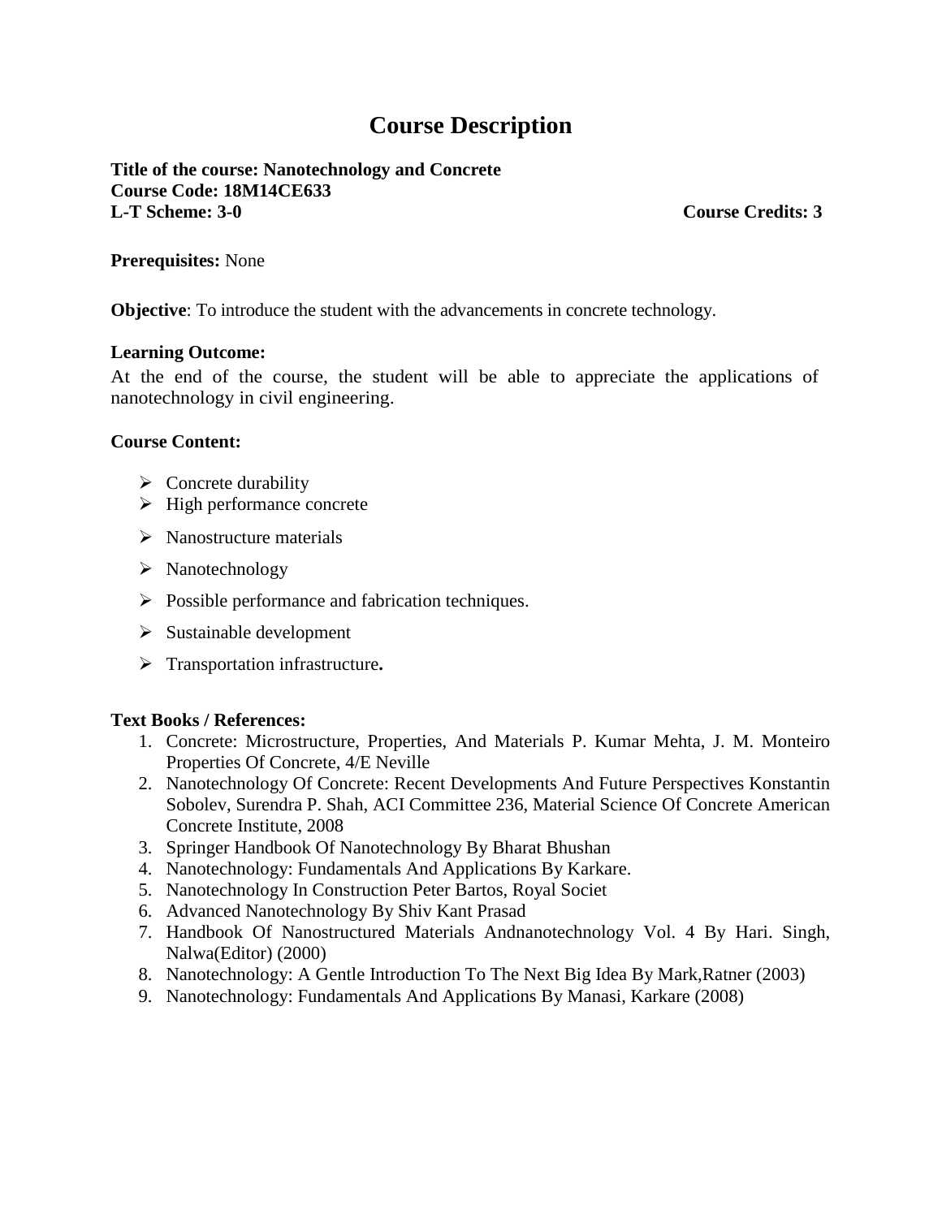# Course Description

**Title of the course: Nanotechnology and Concrete**
**Course Code: 18M14CE633**
**L-T Scheme: 3-0** **Course Credits: 3**

**Prerequisites:** None

**Objective**: To introduce the student with the advancements in concrete technology.

**Learning Outcome:**

At the end of the course, the student will be able to appreciate the applications of nanotechnology in civil engineering.

**Course Content:**

- Concrete durability
- High performance concrete
- Nanostructure materials
- Nanotechnology
- Possible performance and fabrication techniques.
- Sustainable development
- Transportation infrastructure**.**

**Text Books / References:**

1. Concrete: Microstructure, Properties, And Materials P. Kumar Mehta, J. M. Monteiro Properties Of Concrete, 4/E Neville
2. Nanotechnology Of Concrete: Recent Developments And Future Perspectives Konstantin Sobolev, Surendra P. Shah, ACI Committee 236, Material Science Of Concrete American Concrete Institute, 2008
3. Springer Handbook Of Nanotechnology By Bharat Bhushan
4. Nanotechnology: Fundamentals And Applications By Karkare.
5. Nanotechnology In Construction Peter Bartos, Royal Societ
6. Advanced Nanotechnology By Shiv Kant Prasad
7. Handbook Of Nanostructured Materials Andnanotechnology Vol. 4 By Hari. Singh, Nalwa(Editor) (2000)
8. Nanotechnology: A Gentle Introduction To The Next Big Idea By Mark,Ratner (2003)
9. Nanotechnology: Fundamentals And Applications By Manasi, Karkare (2008)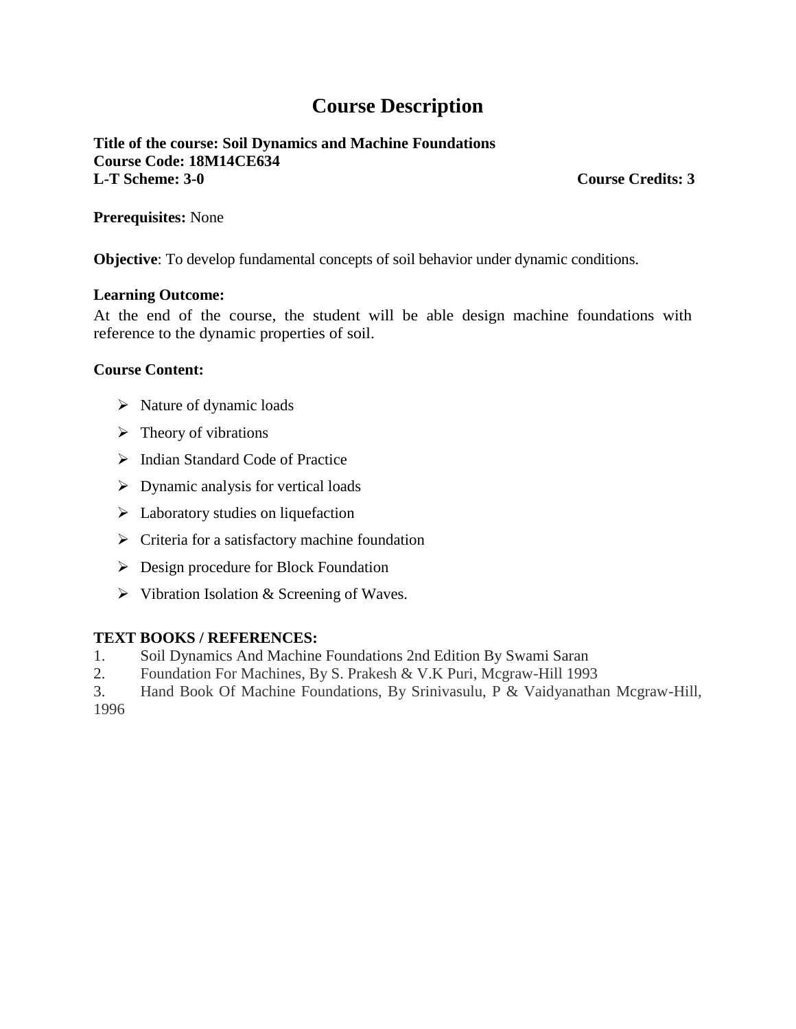# Course Description

**Title of the course: Soil Dynamics and Machine Foundations**
**Course Code: 18M14CE634**
**L-T Scheme: 3-0** **Course Credits: 3**

**Prerequisites:** None

**Objective**: To develop fundamental concepts of soil behavior under dynamic conditions.

**Learning Outcome:**

At the end of the course, the student will be able design machine foundations with reference to the dynamic properties of soil.

**Course Content:**

- Nature of dynamic loads
- Theory of vibrations
- Indian Standard Code of Practice
- Dynamic analysis for vertical loads
- Laboratory studies on liquefaction
- Criteria for a satisfactory machine foundation
- Design procedure for Block Foundation
- Vibration Isolation & Screening of Waves.

**TEXT BOOKS / REFERENCES:**

1. Soil Dynamics And Machine Foundations 2nd Edition By Swami Saran
2. Foundation For Machines, By S. Prakesh & V.K Puri, Mcgraw-Hill 1993
3. Hand Book Of Machine Foundations, By Srinivasulu, P & Vaidyanathan Mcgraw-Hill, 1996